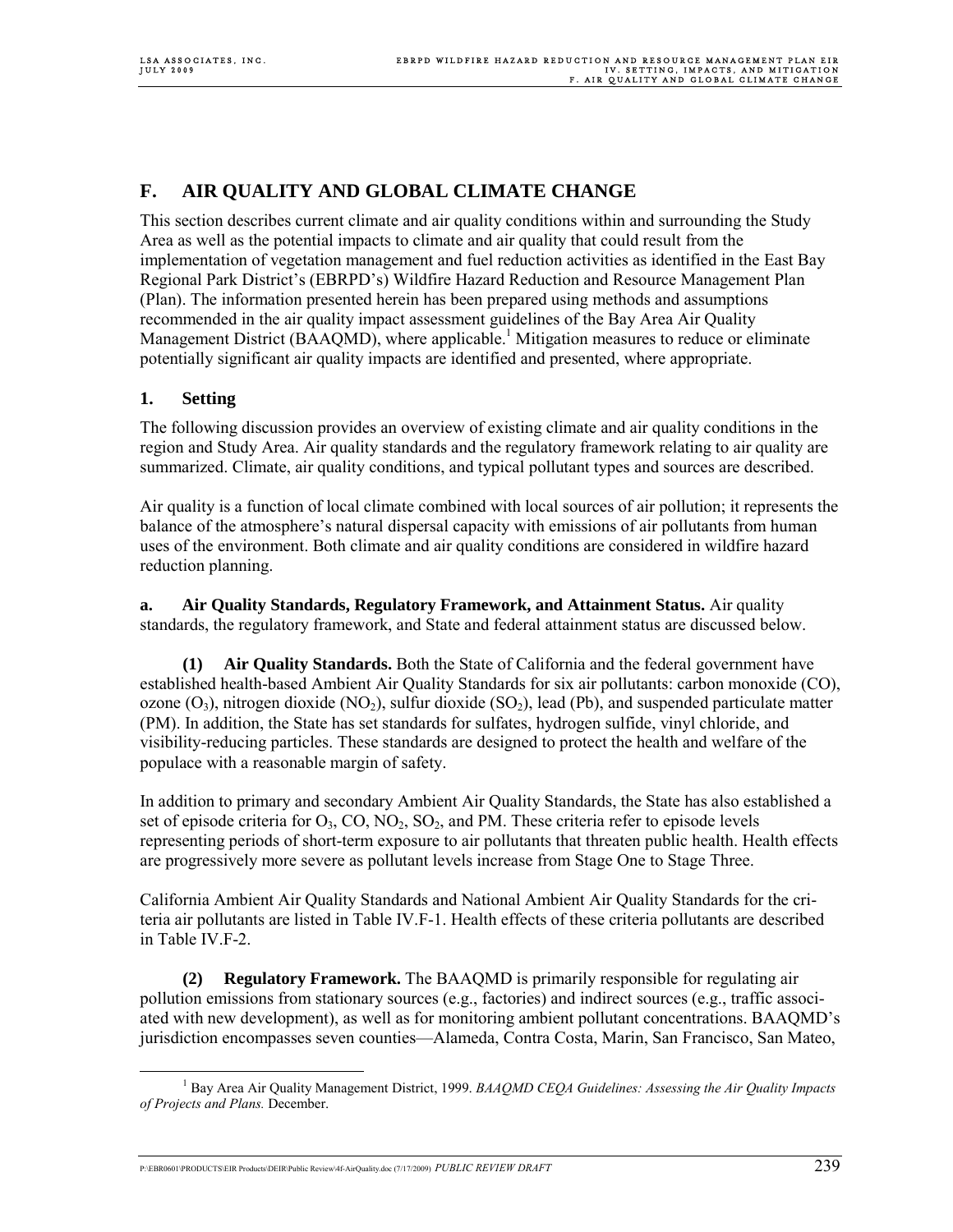## F. AIR QUALITY AND GLOBAL CLIMATE CHANGE

This section describes current climate and air quality conditions within and surrounding the Study Area as well as the potential impacts to climate and air quality that could result from the implementation of vegetation management and fuel reduction activities as identified in the East Bay Regional Park District's (EBRPD's) Wildfire Hazard Reduction and Resource Management Plan (Plan). The information presented herein has been prepared using methods and assumptions recommended in the air quality impact assessment guidelines of the Bay Area Air Quality Management District (BAAQMD), where applicable.[1] Mitigation measures to reduce or eliminate potentially significant air quality impacts are identified and presented, where appropriate.

### 1. Setting

The following discussion provides an overview of existing climate and air quality conditions in the region and Study Area. Air quality standards and the regulatory framework relating to air quality are summarized. Climate, air quality conditions, and typical pollutant types and sources are described.

Air quality is a function of local climate combined with local sources of air pollution; it represents the balance of the atmosphere's natural dispersal capacity with emissions of air pollutants from human uses of the environment. Both climate and air quality conditions are considered in wildfire hazard reduction planning.

**a. Air Quality Standards, Regulatory Framework, and Attainment Status.** Air quality standards, the regulatory framework, and State and federal attainment status are discussed below.

**(1) Air Quality Standards.** Both the State of California and the federal government have established health-based Ambient Air Quality Standards for six air pollutants: carbon monoxide (CO), ozone ($O_3$), nitrogen dioxide ($NO_2$), sulfur dioxide ($SO_2$), lead (Pb), and suspended particulate matter (PM). In addition, the State has set standards for sulfates, hydrogen sulfide, vinyl chloride, and visibility-reducing particles. These standards are designed to protect the health and welfare of the populace with a reasonable margin of safety.

In addition to primary and secondary Ambient Air Quality Standards, the State has also established a set of episode criteria for $O_3$, CO, $NO_2$, $SO_2$, and PM. These criteria refer to episode levels representing periods of short-term exposure to air pollutants that threaten public health. Health effects are progressively more severe as pollutant levels increase from Stage One to Stage Three.

California Ambient Air Quality Standards and National Ambient Air Quality Standards for the criteria air pollutants are listed in Table IV.F-1. Health effects of these criteria pollutants are described in Table IV.F-2.

**(2) Regulatory Framework.** The BAAQMD is primarily responsible for regulating air pollution emissions from stationary sources (e.g., factories) and indirect sources (e.g., traffic associated with new development), as well as for monitoring ambient pollutant concentrations. BAAQMD's jurisdiction encompasses seven counties—Alameda, Contra Costa, Marin, San Francisco, San Mateo,

[1] Bay Area Air Quality Management District, 1999. *BAAQMD CEQA Guidelines: Assessing the Air Quality Impacts of Projects and Plans.* December.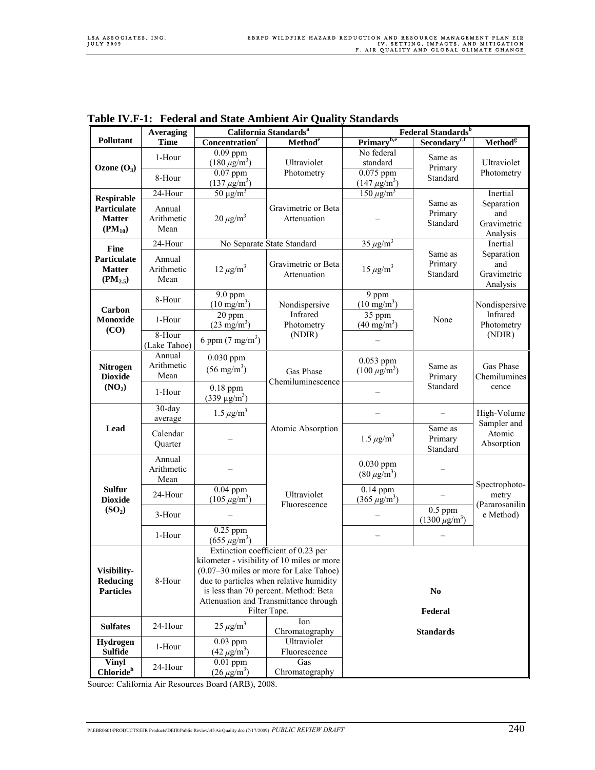## Table IV.F-1: Federal and State Ambient Air Quality Standards

| Pollutant | Averaging Time | California Standards[a] | | Federal Standards[b] | | |
|---|---|---|---|---|---|---|
| | | Concentration[c] | Method[e] | Primary[b,e] | Secondary[c,f] | Method[g] |
| Ozone ($O_3$) | 1-Hour | 0.09 ppm ($180\ \mu g/m^3$) | Ultraviolet Photometry | No federal standard | Same as Primary Standard | Ultraviolet Photometry |
| | 8-Hour | 0.07 ppm ($137\ \mu g/m^3$) | | 0.075 ppm ($147\ \mu g/m^3$) | | |
| Respirable Particulate Matter ($PM_{10}$) | 24-Hour | $50\ \mu g/m^3$ | Gravimetric or Beta Attenuation | $150\ \mu g/m^3$ | Same as Primary Standard | Inertial Separation and Gravimetric Analysis |
| | Annual Arithmetic Mean | $20\ \mu g/m^3$ | | – | | |
| Fine Particulate Matter ($PM_{2.5}$) | 24-Hour | No Separate State Standard | | $35\ \mu g/m^3$ | Same as Primary Standard | Inertial Separation and Gravimetric Analysis |
| | Annual Arithmetic Mean | $12\ \mu g/m^3$ | Gravimetric or Beta Attenuation | $15\ \mu g/m^3$ | | |
| Carbon Monoxide (CO) | 8-Hour | 9.0 ppm ($10\ mg/m^3$) | Nondispersive Infrared Photometry (NDIR) | 9 ppm ($10\ mg/m^3$) | None | Nondispersive Infrared Photometry (NDIR) |
| | 1-Hour | 20 ppm ($23\ mg/m^3$) | | 35 ppm ($40\ mg/m^3$) | | |
| | 8-Hour (Lake Tahoe) | 6 ppm ($7\ mg/m^3$) | | – | | |
| Nitrogen Dioxide ($NO_2$) | Annual Arithmetic Mean | 0.030 ppm ($56\ mg/m^3$) | Gas Phase Chemiluminescence | 0.053 ppm ($100\ \mu g/m^3$) | Same as Primary Standard | Gas Phase Chemiluminescence |
| | 1-Hour | 0.18 ppm ($339\ \mu g/m^3$) | | – | | |
| Lead | 30-day average | $1.5\ \mu g/m^3$ | Atomic Absorption | – | – | High-Volume Sampler and Atomic Absorption |
| | Calendar Quarter | – | | $1.5\ \mu g/m^3$ | Same as Primary Standard | |
| Sulfur Dioxide ($SO_2$) | Annual Arithmetic Mean | – | Ultraviolet Fluorescence | 0.030 ppm ($80\ \mu g/m^3$) | – | Spectrophotometry (Pararosaniline Method) |
| | 24-Hour | 0.04 ppm ($105\ \mu g/m^3$) | | 0.14 ppm ($365\ \mu g/m^3$) | – | |
| | 3-Hour | – | | – | 0.5 ppm ($1300\ \mu g/m^3$) | |
| | 1-Hour | 0.25 ppm ($655\ \mu g/m^3$) | | – | – | |
| Visibility-Reducing Particles | 8-Hour | Extinction coefficient of 0.23 per kilometer - visibility of 10 miles or more (0.07–30 miles or more for Lake Tahoe) due to particles when relative humidity is less than 70 percent. Method: Beta Attenuation and Transmittance through Filter Tape. | | No Federal Standards | | |
| Sulfates | 24-Hour | $25\ \mu g/m^3$ | Ion Chromatography | | | |
| Hydrogen Sulfide | 1-Hour | 0.03 ppm ($42\ \mu g/m^3$) | Ultraviolet Fluorescence | | | |
| Vinyl Chloride[h] | 24-Hour | 0.01 ppm ($26\ \mu g/m^3$) | Gas Chromatography | | | |

Source: California Air Resources Board (ARB), 2008.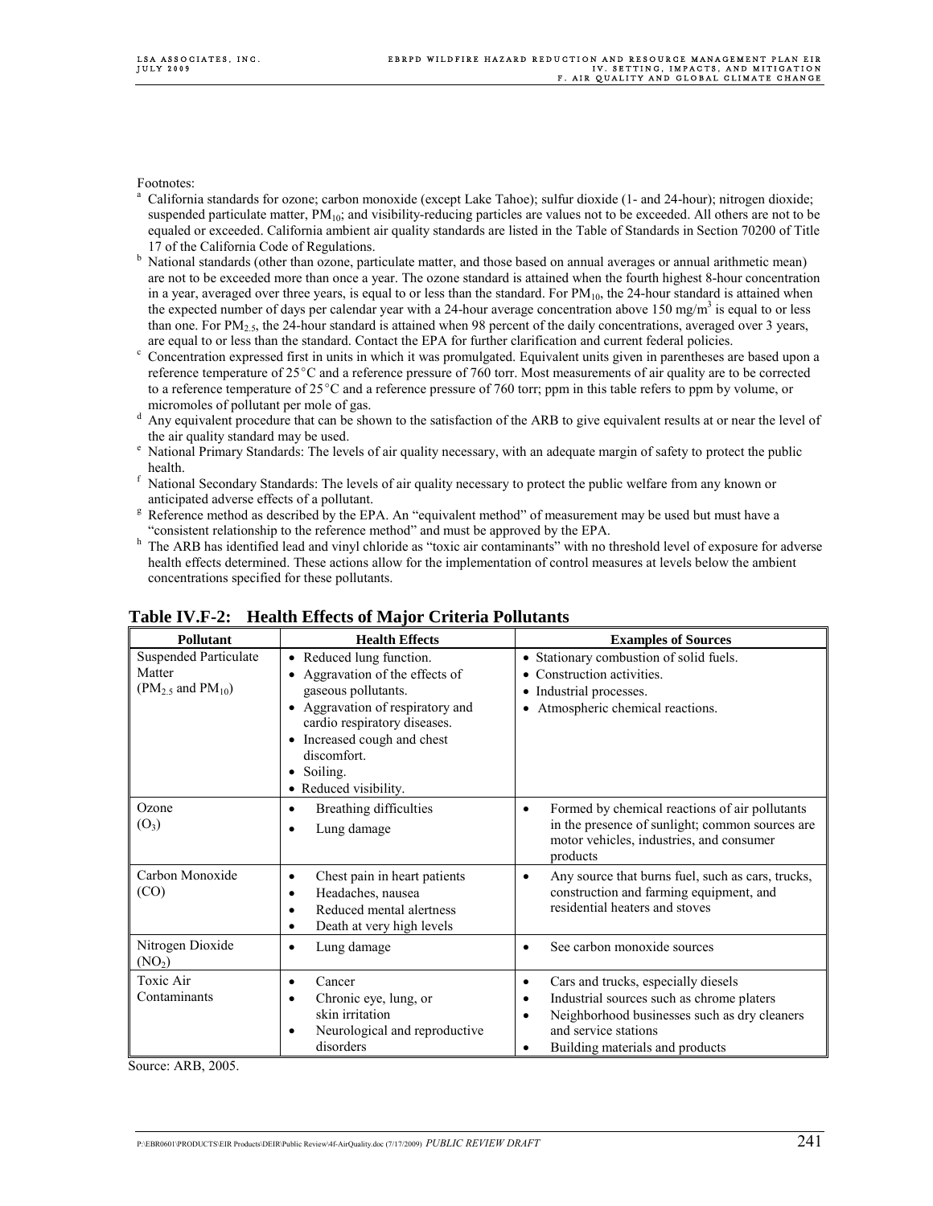Footnotes:

[a] California standards for ozone; carbon monoxide (except Lake Tahoe); sulfur dioxide (1- and 24-hour); nitrogen dioxide; suspended particulate matter, $PM_{10}$; and visibility-reducing particles are values not to be exceeded. All others are not to be equaled or exceeded. California ambient air quality standards are listed in the Table of Standards in Section 70200 of Title 17 of the California Code of Regulations.

[b] National standards (other than ozone, particulate matter, and those based on annual averages or annual arithmetic mean) are not to be exceeded more than once a year. The ozone standard is attained when the fourth highest 8-hour concentration in a year, averaged over three years, is equal to or less than the standard. For $PM_{10}$, the 24-hour standard is attained when the expected number of days per calendar year with a 24-hour average concentration above 150 $mg/m^3$ is equal to or less than one. For $PM_{2.5}$, the 24-hour standard is attained when 98 percent of the daily concentrations, averaged over 3 years, are equal to or less than the standard. Contact the EPA for further clarification and current federal policies.

[c] Concentration expressed first in units in which it was promulgated. Equivalent units given in parentheses are based upon a reference temperature of 25°C and a reference pressure of 760 torr. Most measurements of air quality are to be corrected to a reference temperature of 25°C and a reference pressure of 760 torr; ppm in this table refers to ppm by volume, or micromoles of pollutant per mole of gas.

[d] Any equivalent procedure that can be shown to the satisfaction of the ARB to give equivalent results at or near the level of the air quality standard may be used.

[e] National Primary Standards: The levels of air quality necessary, with an adequate margin of safety to protect the public health.

[f] National Secondary Standards: The levels of air quality necessary to protect the public welfare from any known or anticipated adverse effects of a pollutant.

[g] Reference method as described by the EPA. An "equivalent method" of measurement may be used but must have a "consistent relationship to the reference method" and must be approved by the EPA.

[h] The ARB has identified lead and vinyl chloride as "toxic air contaminants" with no threshold level of exposure for adverse health effects determined. These actions allow for the implementation of control measures at levels below the ambient concentrations specified for these pollutants.

## Table IV.F-2: Health Effects of Major Criteria Pollutants

| Pollutant | Health Effects | Examples of Sources |
|---|---|---|
| Suspended Particulate Matter ($PM_{2.5}$ and $PM_{10}$) | • Reduced lung function.<br>• Aggravation of the effects of gaseous pollutants.<br>• Aggravation of respiratory and cardio respiratory diseases.<br>• Increased cough and chest discomfort.<br>• Soiling.<br>• Reduced visibility. | • Stationary combustion of solid fuels.<br>• Construction activities.<br>• Industrial processes.<br>• Atmospheric chemical reactions. |
| Ozone ($O_3$) | • Breathing difficulties<br>• Lung damage | • Formed by chemical reactions of air pollutants in the presence of sunlight; common sources are motor vehicles, industries, and consumer products |
| Carbon Monoxide (CO) | • Chest pain in heart patients<br>• Headaches, nausea<br>• Reduced mental alertness<br>• Death at very high levels | • Any source that burns fuel, such as cars, trucks, construction and farming equipment, and residential heaters and stoves |
| Nitrogen Dioxide ($NO_2$) | • Lung damage | • See carbon monoxide sources |
| Toxic Air Contaminants | • Cancer<br>• Chronic eye, lung, or skin irritation<br>• Neurological and reproductive disorders | • Cars and trucks, especially diesels<br>• Industrial sources such as chrome platers<br>• Neighborhood businesses such as dry cleaners and service stations<br>• Building materials and products |

Source: ARB, 2005.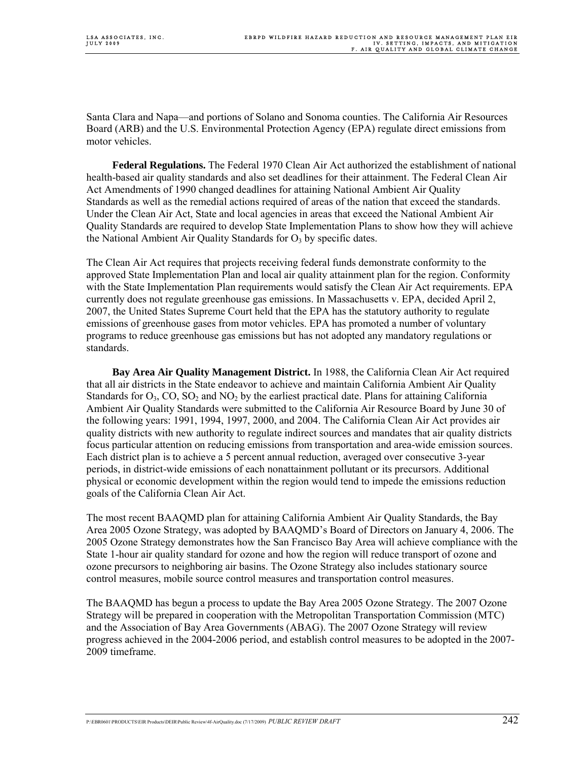Santa Clara and Napa—and portions of Solano and Sonoma counties. The California Air Resources Board (ARB) and the U.S. Environmental Protection Agency (EPA) regulate direct emissions from motor vehicles.

**Federal Regulations.** The Federal 1970 Clean Air Act authorized the establishment of national health-based air quality standards and also set deadlines for their attainment. The Federal Clean Air Act Amendments of 1990 changed deadlines for attaining National Ambient Air Quality Standards as well as the remedial actions required of areas of the nation that exceed the standards. Under the Clean Air Act, State and local agencies in areas that exceed the National Ambient Air Quality Standards are required to develop State Implementation Plans to show how they will achieve the National Ambient Air Quality Standards for $O_3$ by specific dates.

The Clean Air Act requires that projects receiving federal funds demonstrate conformity to the approved State Implementation Plan and local air quality attainment plan for the region. Conformity with the State Implementation Plan requirements would satisfy the Clean Air Act requirements. EPA currently does not regulate greenhouse gas emissions. In Massachusetts v. EPA, decided April 2, 2007, the United States Supreme Court held that the EPA has the statutory authority to regulate emissions of greenhouse gases from motor vehicles. EPA has promoted a number of voluntary programs to reduce greenhouse gas emissions but has not adopted any mandatory regulations or standards.

**Bay Area Air Quality Management District.** In 1988, the California Clean Air Act required that all air districts in the State endeavor to achieve and maintain California Ambient Air Quality Standards for $O_3$, CO, $SO_2$ and $NO_2$ by the earliest practical date. Plans for attaining California Ambient Air Quality Standards were submitted to the California Air Resource Board by June 30 of the following years: 1991, 1994, 1997, 2000, and 2004. The California Clean Air Act provides air quality districts with new authority to regulate indirect sources and mandates that air quality districts focus particular attention on reducing emissions from transportation and area-wide emission sources. Each district plan is to achieve a 5 percent annual reduction, averaged over consecutive 3-year periods, in district-wide emissions of each nonattainment pollutant or its precursors. Additional physical or economic development within the region would tend to impede the emissions reduction goals of the California Clean Air Act.

The most recent BAAQMD plan for attaining California Ambient Air Quality Standards, the Bay Area 2005 Ozone Strategy, was adopted by BAAQMD's Board of Directors on January 4, 2006. The 2005 Ozone Strategy demonstrates how the San Francisco Bay Area will achieve compliance with the State 1-hour air quality standard for ozone and how the region will reduce transport of ozone and ozone precursors to neighboring air basins. The Ozone Strategy also includes stationary source control measures, mobile source control measures and transportation control measures.

The BAAQMD has begun a process to update the Bay Area 2005 Ozone Strategy. The 2007 Ozone Strategy will be prepared in cooperation with the Metropolitan Transportation Commission (MTC) and the Association of Bay Area Governments (ABAG). The 2007 Ozone Strategy will review progress achieved in the 2004-2006 period, and establish control measures to be adopted in the 2007-2009 timeframe.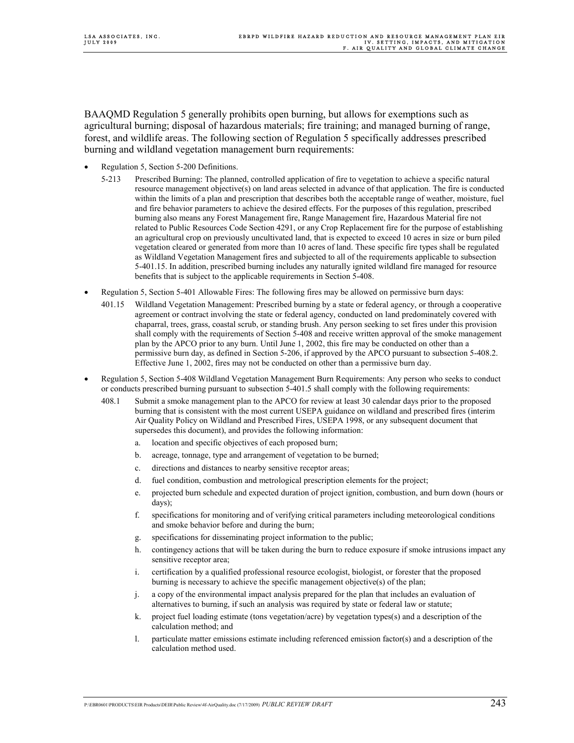BAAQMD Regulation 5 generally prohibits open burning, but allows for exemptions such as agricultural burning; disposal of hazardous materials; fire training; and managed burning of range, forest, and wildlife areas. The following section of Regulation 5 specifically addresses prescribed burning and wildland vegetation management burn requirements:

- Regulation 5, Section 5-200 Definitions.
  - 5-213 Prescribed Burning: The planned, controlled application of fire to vegetation to achieve a specific natural resource management objective(s) on land areas selected in advance of that application. The fire is conducted within the limits of a plan and prescription that describes both the acceptable range of weather, moisture, fuel and fire behavior parameters to achieve the desired effects. For the purposes of this regulation, prescribed burning also means any Forest Management fire, Range Management fire, Hazardous Material fire not related to Public Resources Code Section 4291, or any Crop Replacement fire for the purpose of establishing an agricultural crop on previously uncultivated land, that is expected to exceed 10 acres in size or burn piled vegetation cleared or generated from more than 10 acres of land. These specific fire types shall be regulated as Wildland Vegetation Management fires and subjected to all of the requirements applicable to subsection 5-401.15. In addition, prescribed burning includes any naturally ignited wildland fire managed for resource benefits that is subject to the applicable requirements in Section 5-408.
- Regulation 5, Section 5-401 Allowable Fires: The following fires may be allowed on permissive burn days:
  - 401.15 Wildland Vegetation Management: Prescribed burning by a state or federal agency, or through a cooperative agreement or contract involving the state or federal agency, conducted on land predominately covered with chaparral, trees, grass, coastal scrub, or standing brush. Any person seeking to set fires under this provision shall comply with the requirements of Section 5-408 and receive written approval of the smoke management plan by the APCO prior to any burn. Until June 1, 2002, this fire may be conducted on other than a permissive burn day, as defined in Section 5-206, if approved by the APCO pursuant to subsection 5-408.2. Effective June 1, 2002, fires may not be conducted on other than a permissive burn day.
- Regulation 5, Section 5-408 Wildland Vegetation Management Burn Requirements: Any person who seeks to conduct or conducts prescribed burning pursuant to subsection 5-401.5 shall comply with the following requirements:
  - 408.1 Submit a smoke management plan to the APCO for review at least 30 calendar days prior to the proposed burning that is consistent with the most current USEPA guidance on wildland and prescribed fires (interim Air Quality Policy on Wildland and Prescribed Fires, USEPA 1998, or any subsequent document that supersedes this document), and provides the following information:
    a. location and specific objectives of each proposed burn;
    b. acreage, tonnage, type and arrangement of vegetation to be burned;
    c. directions and distances to nearby sensitive receptor areas;
    d. fuel condition, combustion and metrological prescription elements for the project;
    e. projected burn schedule and expected duration of project ignition, combustion, and burn down (hours or days);
    f. specifications for monitoring and of verifying critical parameters including meteorological conditions and smoke behavior before and during the burn;
    g. specifications for disseminating project information to the public;
    h. contingency actions that will be taken during the burn to reduce exposure if smoke intrusions impact any sensitive receptor area;
    i. certification by a qualified professional resource ecologist, biologist, or forester that the proposed burning is necessary to achieve the specific management objective(s) of the plan;
    j. a copy of the environmental impact analysis prepared for the plan that includes an evaluation of alternatives to burning, if such an analysis was required by state or federal law or statute;
    k. project fuel loading estimate (tons vegetation/acre) by vegetation types(s) and a description of the calculation method; and
    l. particulate matter emissions estimate including referenced emission factor(s) and a description of the calculation method used.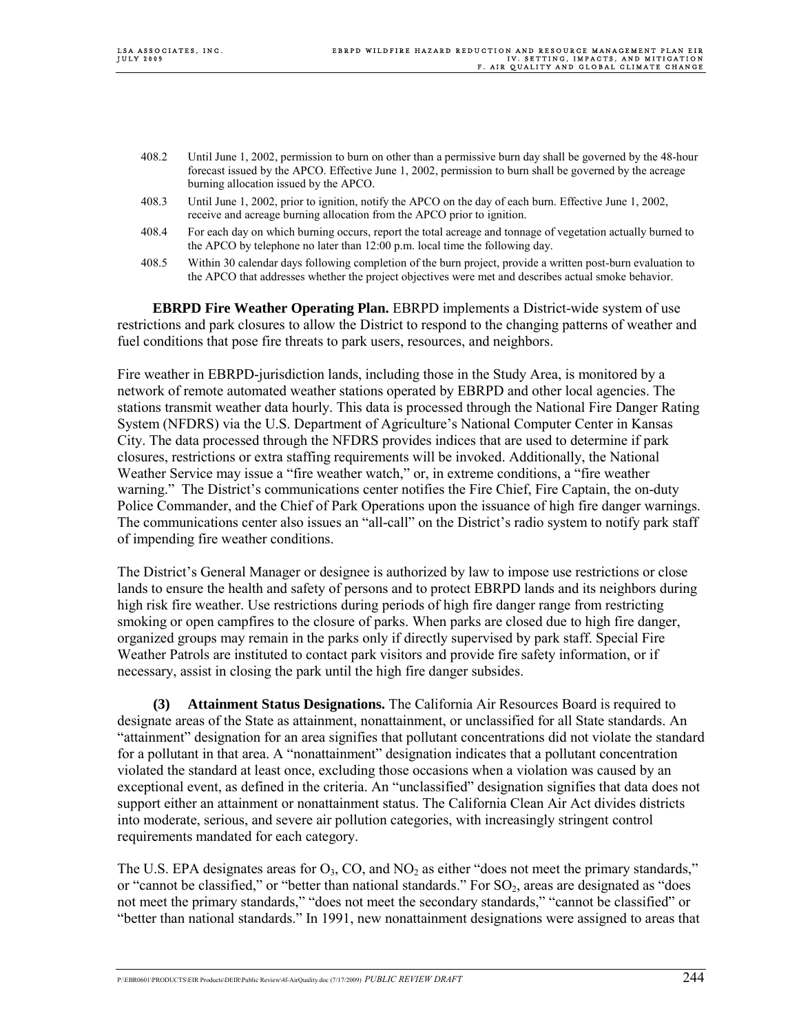408.2 Until June 1, 2002, permission to burn on other than a permissive burn day shall be governed by the 48-hour forecast issued by the APCO. Effective June 1, 2002, permission to burn shall be governed by the acreage burning allocation issued by the APCO.

408.3 Until June 1, 2002, prior to ignition, notify the APCO on the day of each burn. Effective June 1, 2002, receive and acreage burning allocation from the APCO prior to ignition.

408.4 For each day on which burning occurs, report the total acreage and tonnage of vegetation actually burned to the APCO by telephone no later than 12:00 p.m. local time the following day.

408.5 Within 30 calendar days following completion of the burn project, provide a written post-burn evaluation to the APCO that addresses whether the project objectives were met and describes actual smoke behavior.

**EBRPD Fire Weather Operating Plan.** EBRPD implements a District-wide system of use restrictions and park closures to allow the District to respond to the changing patterns of weather and fuel conditions that pose fire threats to park users, resources, and neighbors.

Fire weather in EBRPD-jurisdiction lands, including those in the Study Area, is monitored by a network of remote automated weather stations operated by EBRPD and other local agencies. The stations transmit weather data hourly. This data is processed through the National Fire Danger Rating System (NFDRS) via the U.S. Department of Agriculture's National Computer Center in Kansas City. The data processed through the NFDRS provides indices that are used to determine if park closures, restrictions or extra staffing requirements will be invoked. Additionally, the National Weather Service may issue a "fire weather watch," or, in extreme conditions, a "fire weather warning." The District's communications center notifies the Fire Chief, Fire Captain, the on-duty Police Commander, and the Chief of Park Operations upon the issuance of high fire danger warnings. The communications center also issues an "all-call" on the District's radio system to notify park staff of impending fire weather conditions.

The District's General Manager or designee is authorized by law to impose use restrictions or close lands to ensure the health and safety of persons and to protect EBRPD lands and its neighbors during high risk fire weather. Use restrictions during periods of high fire danger range from restricting smoking or open campfires to the closure of parks. When parks are closed due to high fire danger, organized groups may remain in the parks only if directly supervised by park staff. Special Fire Weather Patrols are instituted to contact park visitors and provide fire safety information, or if necessary, assist in closing the park until the high fire danger subsides.

**(3) Attainment Status Designations.** The California Air Resources Board is required to designate areas of the State as attainment, nonattainment, or unclassified for all State standards. An "attainment" designation for an area signifies that pollutant concentrations did not violate the standard for a pollutant in that area. A "nonattainment" designation indicates that a pollutant concentration violated the standard at least once, excluding those occasions when a violation was caused by an exceptional event, as defined in the criteria. An "unclassified" designation signifies that data does not support either an attainment or nonattainment status. The California Clean Air Act divides districts into moderate, serious, and severe air pollution categories, with increasingly stringent control requirements mandated for each category.

The U.S. EPA designates areas for $O_3$, CO, and $NO_2$ as either "does not meet the primary standards," or "cannot be classified," or "better than national standards." For $SO_2$, areas are designated as "does not meet the primary standards," "does not meet the secondary standards," "cannot be classified" or "better than national standards." In 1991, new nonattainment designations were assigned to areas that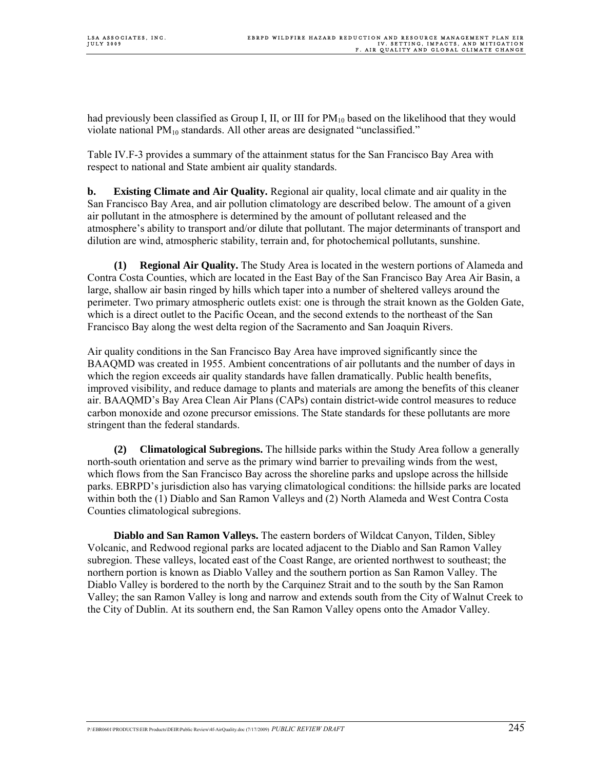had previously been classified as Group I, II, or III for $PM_{10}$ based on the likelihood that they would violate national $PM_{10}$ standards. All other areas are designated "unclassified."

Table IV.F-3 provides a summary of the attainment status for the San Francisco Bay Area with respect to national and State ambient air quality standards.

**b. Existing Climate and Air Quality.** Regional air quality, local climate and air quality in the San Francisco Bay Area, and air pollution climatology are described below. The amount of a given air pollutant in the atmosphere is determined by the amount of pollutant released and the atmosphere's ability to transport and/or dilute that pollutant. The major determinants of transport and dilution are wind, atmospheric stability, terrain and, for photochemical pollutants, sunshine.

**(1) Regional Air Quality.** The Study Area is located in the western portions of Alameda and Contra Costa Counties, which are located in the East Bay of the San Francisco Bay Area Air Basin, a large, shallow air basin ringed by hills which taper into a number of sheltered valleys around the perimeter. Two primary atmospheric outlets exist: one is through the strait known as the Golden Gate, which is a direct outlet to the Pacific Ocean, and the second extends to the northeast of the San Francisco Bay along the west delta region of the Sacramento and San Joaquin Rivers.

Air quality conditions in the San Francisco Bay Area have improved significantly since the BAAQMD was created in 1955. Ambient concentrations of air pollutants and the number of days in which the region exceeds air quality standards have fallen dramatically. Public health benefits, improved visibility, and reduce damage to plants and materials are among the benefits of this cleaner air. BAAQMD's Bay Area Clean Air Plans (CAPs) contain district-wide control measures to reduce carbon monoxide and ozone precursor emissions. The State standards for these pollutants are more stringent than the federal standards.

**(2) Climatological Subregions.** The hillside parks within the Study Area follow a generally north-south orientation and serve as the primary wind barrier to prevailing winds from the west, which flows from the San Francisco Bay across the shoreline parks and upslope across the hillside parks. EBRPD's jurisdiction also has varying climatological conditions: the hillside parks are located within both the (1) Diablo and San Ramon Valleys and (2) North Alameda and West Contra Costa Counties climatological subregions.

**Diablo and San Ramon Valleys.** The eastern borders of Wildcat Canyon, Tilden, Sibley Volcanic, and Redwood regional parks are located adjacent to the Diablo and San Ramon Valley subregion. These valleys, located east of the Coast Range, are oriented northwest to southeast; the northern portion is known as Diablo Valley and the southern portion as San Ramon Valley. The Diablo Valley is bordered to the north by the Carquinez Strait and to the south by the San Ramon Valley; the san Ramon Valley is long and narrow and extends south from the City of Walnut Creek to the City of Dublin. At its southern end, the San Ramon Valley opens onto the Amador Valley.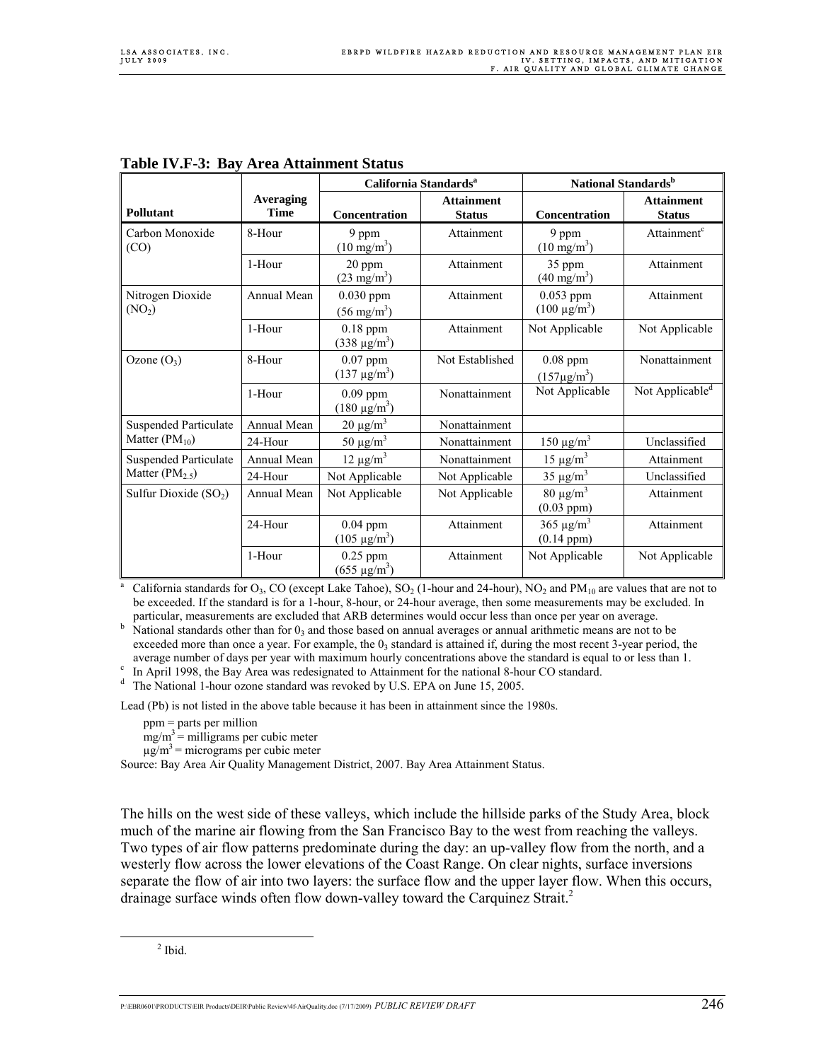**Table IV.F-3: Bay Area Attainment Status**

| Pollutant | Averaging Time | California Standards[a] | | National Standards[b] | |
|---|---|---|---|---|---|
| | | Concentration | Attainment Status | Concentration | Attainment Status |
| Carbon Monoxide (CO) | 8-Hour | 9 ppm ($10\ mg/m^3$) | Attainment | 9 ppm ($10\ mg/m^3$) | Attainment[c] |
| | 1-Hour | 20 ppm ($23\ mg/m^3$) | Attainment | 35 ppm ($40\ mg/m^3$) | Attainment |
| Nitrogen Dioxide ($NO_2$) | Annual Mean | 0.030 ppm ($56\ mg/m^3$) | Attainment | 0.053 ppm ($100\ \mu g/m^3$) | Attainment |
| | 1-Hour | 0.18 ppm ($338\ \mu g/m^3$) | Attainment | Not Applicable | Not Applicable |
| Ozone ($O_3$) | 8-Hour | 0.07 ppm ($137\ \mu g/m^3$) | Not Established | 0.08 ppm ($157 \mu g/m^3$) | Nonattainment |
| | 1-Hour | 0.09 ppm ($180\ \mu g/m^3$) | Nonattainment | Not Applicable | Not Applicable[d] |
| Suspended Particulate Matter ($PM_{10}$) | Annual Mean | $20\ \mu g/m^3$ | Nonattainment | | |
| | 24-Hour | $50\ \mu g/m^3$ | Nonattainment | $150\ \mu g/m^3$ | Unclassified |
| Suspended Particulate Matter ($PM_{2.5}$) | Annual Mean | $12\ \mu g/m^3$ | Nonattainment | $15\ \mu g/m^3$ | Attainment |
| | 24-Hour | Not Applicable | Not Applicable | $35\ \mu g/m^3$ | Unclassified |
| Sulfur Dioxide ($SO_2$) | Annual Mean | Not Applicable | Not Applicable | $80\ \mu g/m^3$ (0.03 ppm) | Attainment |
| | 24-Hour | 0.04 ppm ($105\ \mu g/m^3$) | Attainment | $365\ \mu g/m^3$ (0.14 ppm) | Attainment |
| | 1-Hour | 0.25 ppm ($655\ \mu g/m^3$) | Attainment | Not Applicable | Not Applicable |

[a] California standards for $O_3$, CO (except Lake Tahoe), $SO_2$ (1-hour and 24-hour), $NO_2$ and $PM_{10}$ are values that are not to be exceeded. If the standard is for a 1-hour, 8-hour, or 24-hour average, then some measurements may be excluded. In particular, measurements are excluded that ARB determines would occur less than once per year on average.

[b] National standards other than for $0_3$ and those based on annual averages or annual arithmetic means are not to be exceeded more than once a year. For example, the $0_3$ standard is attained if, during the most recent 3-year period, the average number of days per year with maximum hourly concentrations above the standard is equal to or less than 1.

[c] In April 1998, the Bay Area was redesignated to Attainment for the national 8-hour CO standard.

[d] The National 1-hour ozone standard was revoked by U.S. EPA on June 15, 2005.

Lead (Pb) is not listed in the above table because it has been in attainment since the 1980s.

ppm = parts per million
$mg/m^3$ = milligrams per cubic meter
$\mu g/m^3$ = micrograms per cubic meter

Source: Bay Area Air Quality Management District, 2007. Bay Area Attainment Status.

The hills on the west side of these valleys, which include the hillside parks of the Study Area, block much of the marine air flowing from the San Francisco Bay to the west from reaching the valleys. Two types of air flow patterns predominate during the day: an up-valley flow from the north, and a westerly flow across the lower elevations of the Coast Range. On clear nights, surface inversions separate the flow of air into two layers: the surface flow and the upper layer flow. When this occurs, drainage surface winds often flow down-valley toward the Carquinez Strait.[2]

[2] Ibid.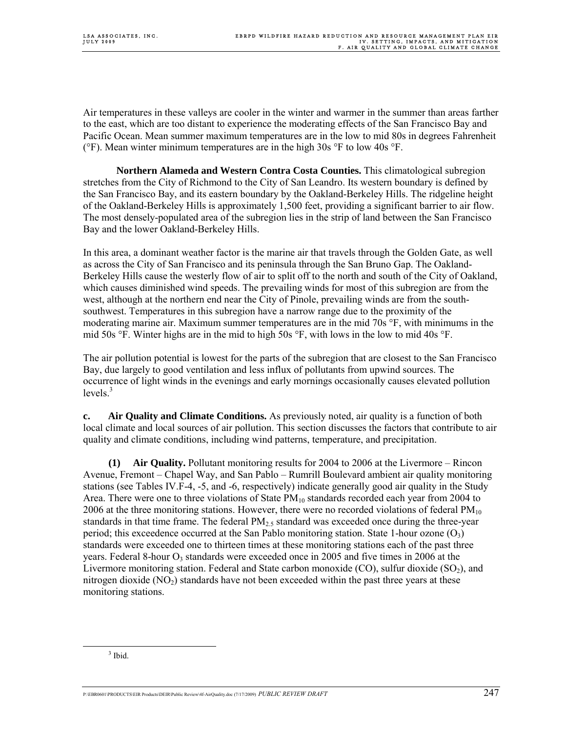Air temperatures in these valleys are cooler in the winter and warmer in the summer than areas farther to the east, which are too distant to experience the moderating effects of the San Francisco Bay and Pacific Ocean. Mean summer maximum temperatures are in the low to mid 80s in degrees Fahrenheit (°F). Mean winter minimum temperatures are in the high 30s °F to low 40s °F.

**Northern Alameda and Western Contra Costa Counties.** This climatological subregion stretches from the City of Richmond to the City of San Leandro. Its western boundary is defined by the San Francisco Bay, and its eastern boundary by the Oakland-Berkeley Hills. The ridgeline height of the Oakland-Berkeley Hills is approximately 1,500 feet, providing a significant barrier to air flow. The most densely-populated area of the subregion lies in the strip of land between the San Francisco Bay and the lower Oakland-Berkeley Hills.

In this area, a dominant weather factor is the marine air that travels through the Golden Gate, as well as across the City of San Francisco and its peninsula through the San Bruno Gap. The Oakland-Berkeley Hills cause the westerly flow of air to split off to the north and south of the City of Oakland, which causes diminished wind speeds. The prevailing winds for most of this subregion are from the west, although at the northern end near the City of Pinole, prevailing winds are from the south-southwest. Temperatures in this subregion have a narrow range due to the proximity of the moderating marine air. Maximum summer temperatures are in the mid 70s °F, with minimums in the mid 50s °F. Winter highs are in the mid to high 50s °F, with lows in the low to mid 40s °F.

The air pollution potential is lowest for the parts of the subregion that are closest to the San Francisco Bay, due largely to good ventilation and less influx of pollutants from upwind sources. The occurrence of light winds in the evenings and early mornings occasionally causes elevated pollution levels.[3]

**c. Air Quality and Climate Conditions.** As previously noted, air quality is a function of both local climate and local sources of air pollution. This section discusses the factors that contribute to air quality and climate conditions, including wind patterns, temperature, and precipitation.

**(1) Air Quality.** Pollutant monitoring results for 2004 to 2006 at the Livermore – Rincon Avenue, Fremont – Chapel Way, and San Pablo – Rumrill Boulevard ambient air quality monitoring stations (see Tables IV.F-4, -5, and -6, respectively) indicate generally good air quality in the Study Area. There were one to three violations of State $PM_{10}$ standards recorded each year from 2004 to 2006 at the three monitoring stations. However, there were no recorded violations of federal $PM_{10}$ standards in that time frame. The federal $PM_{2.5}$ standard was exceeded once during the three-year period; this exceedence occurred at the San Pablo monitoring station. State 1-hour ozone ($O_3$) standards were exceeded one to thirteen times at these monitoring stations each of the past three years. Federal 8-hour $O_3$ standards were exceeded once in 2005 and five times in 2006 at the Livermore monitoring station. Federal and State carbon monoxide (CO), sulfur dioxide ($SO_2$), and nitrogen dioxide ($NO_2$) standards have not been exceeded within the past three years at these monitoring stations.

[3] Ibid.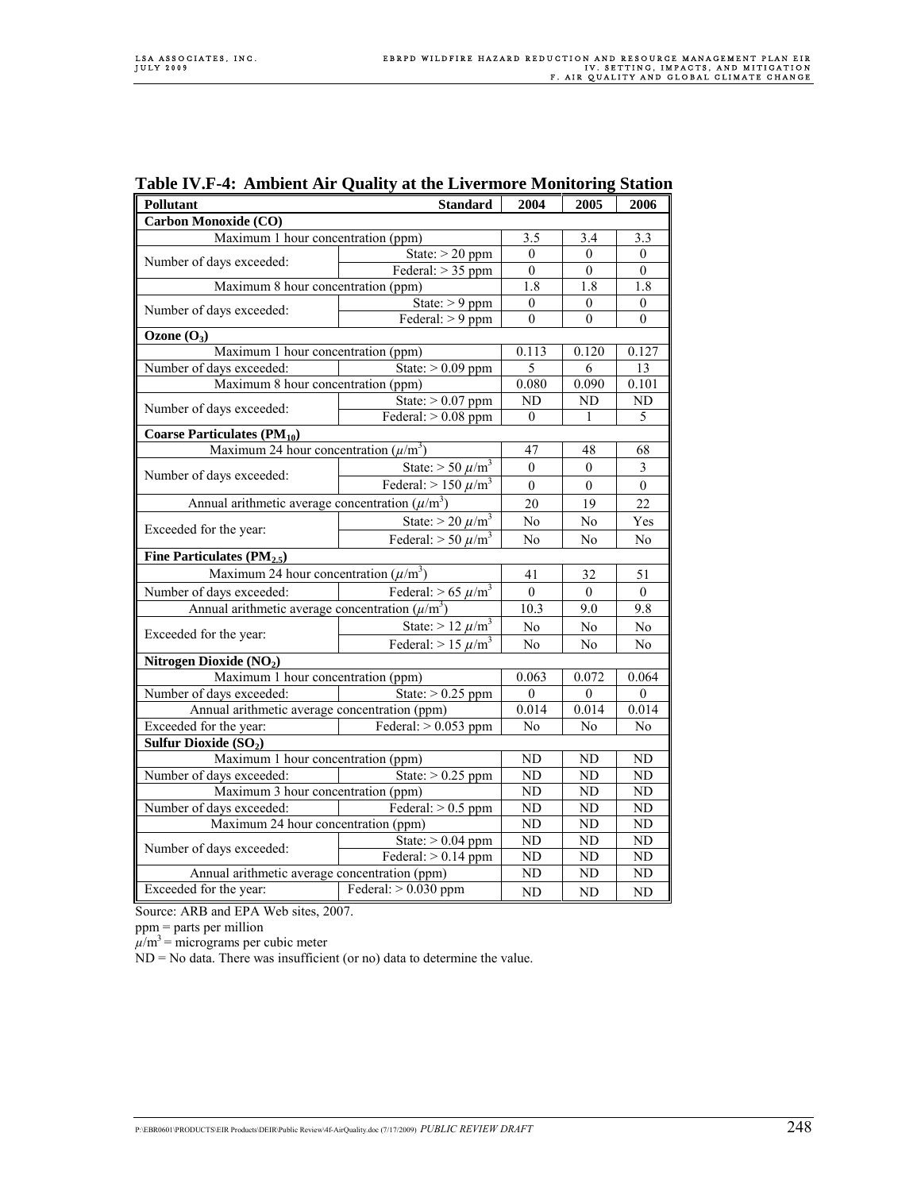**Table IV.F-4: Ambient Air Quality at the Livermore Monitoring Station**

| Pollutant | Standard | 2004 | 2005 | 2006 |
|---|---|---|---|---|
| **Carbon Monoxide (CO)** | | | | |
| Maximum 1 hour concentration (ppm) | | 3.5 | 3.4 | 3.3 |
| Number of days exceeded: | State: > 20 ppm | 0 | 0 | 0 |
| | Federal: > 35 ppm | 0 | 0 | 0 |
| Maximum 8 hour concentration (ppm) | | 1.8 | 1.8 | 1.8 |
| Number of days exceeded: | State: > 9 ppm | 0 | 0 | 0 |
| | Federal: > 9 ppm | 0 | 0 | 0 |
| **Ozone ($O_3$)** | | | | |
| Maximum 1 hour concentration (ppm) | | 0.113 | 0.120 | 0.127 |
| Number of days exceeded: | State: > 0.09 ppm | 5 | 6 | 13 |
| Maximum 8 hour concentration (ppm) | | 0.080 | 0.090 | 0.101 |
| Number of days exceeded: | State: > 0.07 ppm | ND | ND | ND |
| | Federal: > 0.08 ppm | 0 | 1 | 5 |
| **Coarse Particulates ($PM_{10}$)** | | | | |
| Maximum 24 hour concentration ($\mu$/m$^3$) | | 47 | 48 | 68 |
| Number of days exceeded: | State: > 50 $\mu$/m$^3$ | 0 | 0 | 3 |
| | Federal: > 150 $\mu$/m$^3$ | 0 | 0 | 0 |
| Annual arithmetic average concentration ($\mu$/m$^3$) | | 20 | 19 | 22 |
| Exceeded for the year: | State: > 20 $\mu$/m$^3$ | No | No | Yes |
| | Federal: > 50 $\mu$/m$^3$ | No | No | No |
| **Fine Particulates ($PM_{2.5}$)** | | | | |
| Maximum 24 hour concentration ($\mu$/m$^3$) | | 41 | 32 | 51 |
| Number of days exceeded: | Federal: > 65 $\mu$/m$^3$ | 0 | 0 | 0 |
| Annual arithmetic average concentration ($\mu$/m$^3$) | | 10.3 | 9.0 | 9.8 |
| Exceeded for the year: | State: > 12 $\mu$/m$^3$ | No | No | No |
| | Federal: > 15 $\mu$/m$^3$ | No | No | No |
| **Nitrogen Dioxide ($NO_2$)** | | | | |
| Maximum 1 hour concentration (ppm) | | 0.063 | 0.072 | 0.064 |
| Number of days exceeded: | State: > 0.25 ppm | 0 | 0 | 0 |
| Annual arithmetic average concentration (ppm) | | 0.014 | 0.014 | 0.014 |
| Exceeded for the year: | Federal: > 0.053 ppm | No | No | No |
| **Sulfur Dioxide ($SO_2$)** | | | | |
| Maximum 1 hour concentration (ppm) | | ND | ND | ND |
| Number of days exceeded: | State: > 0.25 ppm | ND | ND | ND |
| Maximum 3 hour concentration (ppm) | | ND | ND | ND |
| Number of days exceeded: | Federal: > 0.5 ppm | ND | ND | ND |
| Maximum 24 hour concentration (ppm) | | ND | ND | ND |
| Number of days exceeded: | State: > 0.04 ppm | ND | ND | ND |
| | Federal: > 0.14 ppm | ND | ND | ND |
| Annual arithmetic average concentration (ppm) | | ND | ND | ND |
| Exceeded for the year: | Federal: > 0.030 ppm | ND | ND | ND |

Source: ARB and EPA Web sites, 2007.

ppm = parts per million

$\mu$/m$^3$ = micrograms per cubic meter

ND = No data. There was insufficient (or no) data to determine the value.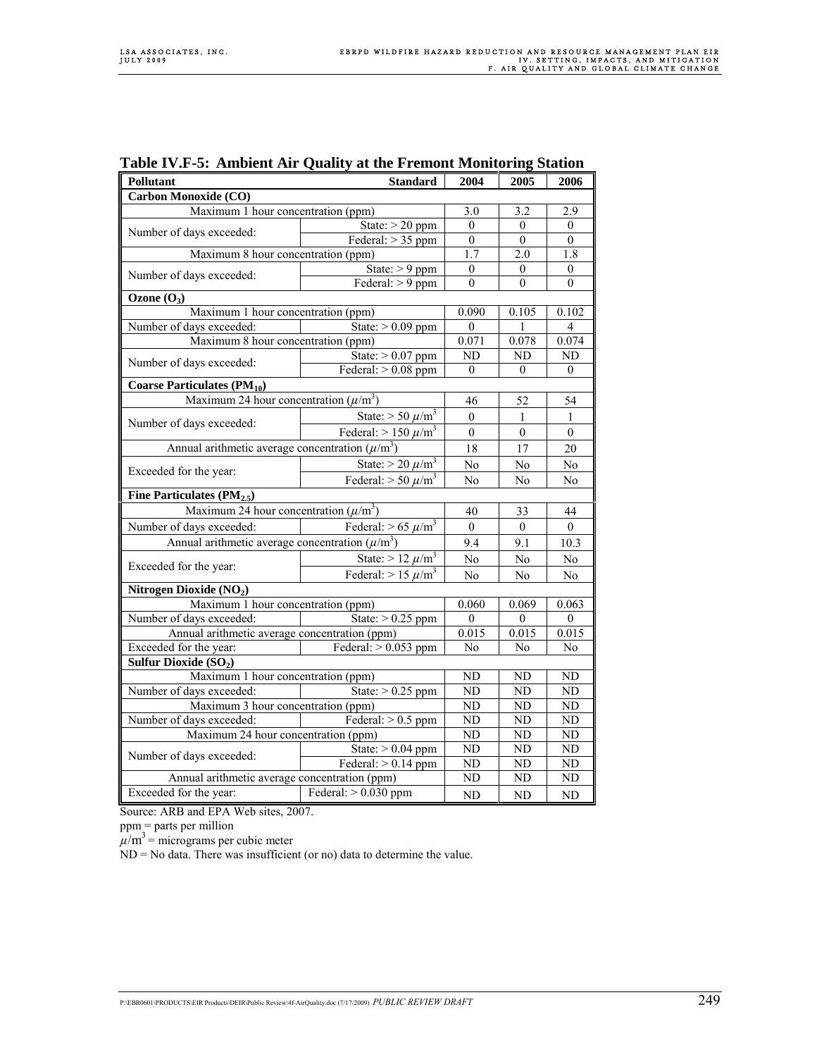**Table IV.F-5: Ambient Air Quality at the Fremont Monitoring Station**

| Pollutant | Standard | 2004 | 2005 | 2006 |
|---|---|---|---|---|
| **Carbon Monoxide (CO)** | | | | |
| Maximum 1 hour concentration (ppm) | | 3.0 | 3.2 | 2.9 |
| Number of days exceeded: | State: > 20 ppm | 0 | 0 | 0 |
| | Federal: > 35 ppm | 0 | 0 | 0 |
| Maximum 8 hour concentration (ppm) | | 1.7 | 2.0 | 1.8 |
| Number of days exceeded: | State: > 9 ppm | 0 | 0 | 0 |
| | Federal: > 9 ppm | 0 | 0 | 0 |
| **Ozone ($O_3$)** | | | | |
| Maximum 1 hour concentration (ppm) | | 0.090 | 0.105 | 0.102 |
| Number of days exceeded: | State: > 0.09 ppm | 0 | 1 | 4 |
| Maximum 8 hour concentration (ppm) | | 0.071 | 0.078 | 0.074 |
| Number of days exceeded: | State: > 0.07 ppm | ND | ND | ND |
| | Federal: > 0.08 ppm | 0 | 0 | 0 |
| **Coarse Particulates ($PM_{10}$)** | | | | |
| Maximum 24 hour concentration ($\mu/m^3$) | | 46 | 52 | 54 |
| Number of days exceeded: | State: > 50 $\mu/m^3$ | 0 | 1 | 1 |
| | Federal: > 150 $\mu/m^3$ | 0 | 0 | 0 |
| Annual arithmetic average concentration ($\mu/m^3$) | | 18 | 17 | 20 |
| Exceeded for the year: | State: > 20 $\mu/m^3$ | No | No | No |
| | Federal: > 50 $\mu/m^3$ | No | No | No |
| **Fine Particulates ($PM_{2.5}$)** | | | | |
| Maximum 24 hour concentration ($\mu/m^3$) | | 40 | 33 | 44 |
| Number of days exceeded: | Federal: > 65 $\mu/m^3$ | 0 | 0 | 0 |
| Annual arithmetic average concentration ($\mu/m^3$) | | 9.4 | 9.1 | 10.3 |
| Exceeded for the year: | State: > 12 $\mu/m^3$ | No | No | No |
| | Federal: > 15 $\mu/m^3$ | No | No | No |
| **Nitrogen Dioxide ($NO_2$)** | | | | |
| Maximum 1 hour concentration (ppm) | | 0.060 | 0.069 | 0.063 |
| Number of days exceeded: | State: > 0.25 ppm | 0 | 0 | 0 |
| Annual arithmetic average concentration (ppm) | | 0.015 | 0.015 | 0.015 |
| Exceeded for the year: | Federal: > 0.053 ppm | No | No | No |
| **Sulfur Dioxide ($SO_2$)** | | | | |
| Maximum 1 hour concentration (ppm) | | ND | ND | ND |
| Number of days exceeded: | State: > 0.25 ppm | ND | ND | ND |
| Maximum 3 hour concentration (ppm) | | ND | ND | ND |
| Number of days exceeded: | Federal: > 0.5 ppm | ND | ND | ND |
| Maximum 24 hour concentration (ppm) | | ND | ND | ND |
| Number of days exceeded: | State: > 0.04 ppm | ND | ND | ND |
| | Federal: > 0.14 ppm | ND | ND | ND |
| Annual arithmetic average concentration (ppm) | | ND | ND | ND |
| Exceeded for the year: | Federal: > 0.030 ppm | ND | ND | ND |

Source: ARB and EPA Web sites, 2007.

ppm = parts per million

$\mu/m^3$ = micrograms per cubic meter

ND = No data. There was insufficient (or no) data to determine the value.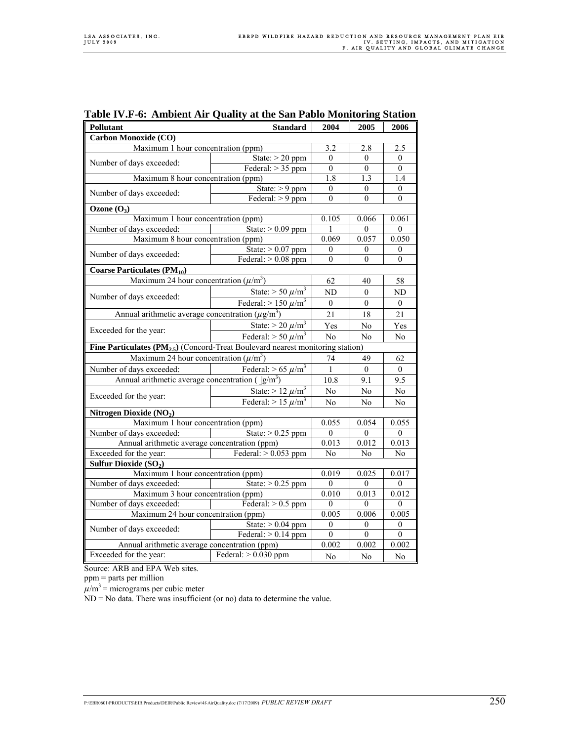**Table IV.F-6: Ambient Air Quality at the San Pablo Monitoring Station**

| Pollutant | Standard | 2004 | 2005 | 2006 |
|---|---|---|---|---|
| **Carbon Monoxide (CO)** | | | | |
| Maximum 1 hour concentration (ppm) | | 3.2 | 2.8 | 2.5 |
| Number of days exceeded: | State: > 20 ppm | 0 | 0 | 0 |
| | Federal: > 35 ppm | 0 | 0 | 0 |
| Maximum 8 hour concentration (ppm) | | 1.8 | 1.3 | 1.4 |
| Number of days exceeded: | State: > 9 ppm | 0 | 0 | 0 |
| | Federal: > 9 ppm | 0 | 0 | 0 |
| **Ozone ($O_3$)** | | | | |
| Maximum 1 hour concentration (ppm) | | 0.105 | 0.066 | 0.061 |
| Number of days exceeded: | State: > 0.09 ppm | 1 | 0 | 0 |
| Maximum 8 hour concentration (ppm) | | 0.069 | 0.057 | 0.050 |
| Number of days exceeded: | State: > 0.07 ppm | 0 | 0 | 0 |
| | Federal: > 0.08 ppm | 0 | 0 | 0 |
| **Coarse Particulates ($PM_{10}$)** | | | | |
| Maximum 24 hour concentration ($\mu/m^3$) | | 62 | 40 | 58 |
| Number of days exceeded: | State: > 50 $\mu/m^3$ | ND | 0 | ND |
| | Federal: > 150 $\mu/m^3$ | 0 | 0 | 0 |
| Annual arithmetic average concentration ($\mu g/m^3$) | | 21 | 18 | 21 |
| Exceeded for the year: | State: > 20 $\mu/m^3$ | Yes | No | Yes |
| | Federal: > 50 $\mu/m^3$ | No | No | No |
| **Fine Particulates ($PM_{2.5}$)** (Concord-Treat Boulevard nearest monitoring station) | | | | |
| Maximum 24 hour concentration ($\mu/m^3$) | | 74 | 49 | 62 |
| Number of days exceeded: | Federal: > 65 $\mu/m^3$ | 1 | 0 | 0 |
| Annual arithmetic average concentration ( g/m^3) | | 10.8 | 9.1 | 9.5 |
| Exceeded for the year: | State: > 12 $\mu/m^3$ | No | No | No |
| | Federal: > 15 $\mu/m^3$ | No | No | No |
| **Nitrogen Dioxide ($NO_2$)** | | | | |
| Maximum 1 hour concentration (ppm) | | 0.055 | 0.054 | 0.055 |
| Number of days exceeded: | State: > 0.25 ppm | 0 | 0 | 0 |
| Annual arithmetic average concentration (ppm) | | 0.013 | 0.012 | 0.013 |
| Exceeded for the year: | Federal: > 0.053 ppm | No | No | No |
| **Sulfur Dioxide ($SO_2$)** | | | | |
| Maximum 1 hour concentration (ppm) | | 0.019 | 0.025 | 0.017 |
| Number of days exceeded: | State: > 0.25 ppm | 0 | 0 | 0 |
| Maximum 3 hour concentration (ppm) | | 0.010 | 0.013 | 0.012 |
| Number of days exceeded: | Federal: > 0.5 ppm | 0 | 0 | 0 |
| Maximum 24 hour concentration (ppm) | | 0.005 | 0.006 | 0.005 |
| Number of days exceeded: | State: > 0.04 ppm | 0 | 0 | 0 |
| | Federal: > 0.14 ppm | 0 | 0 | 0 |
| Annual arithmetic average concentration (ppm) | | 0.002 | 0.002 | 0.002 |
| Exceeded for the year: | Federal: > 0.030 ppm | No | No | No |

Source: ARB and EPA Web sites.

ppm = parts per million

$\mu/m^3$ = micrograms per cubic meter

ND = No data. There was insufficient (or no) data to determine the value.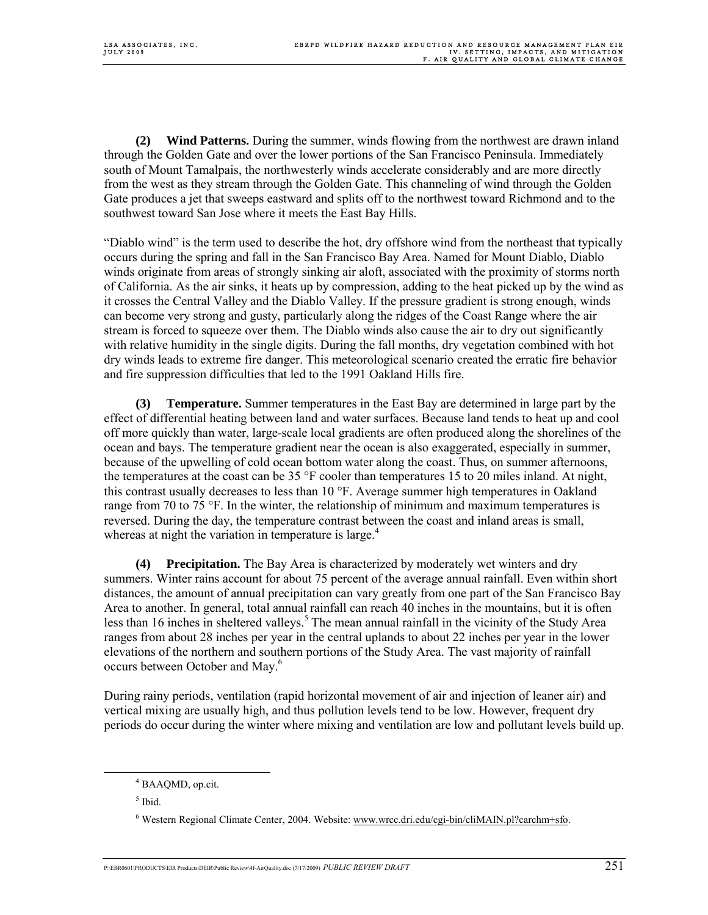**(2) Wind Patterns.** During the summer, winds flowing from the northwest are drawn inland through the Golden Gate and over the lower portions of the San Francisco Peninsula. Immediately south of Mount Tamalpais, the northwesterly winds accelerate considerably and are more directly from the west as they stream through the Golden Gate. This channeling of wind through the Golden Gate produces a jet that sweeps eastward and splits off to the northwest toward Richmond and to the southwest toward San Jose where it meets the East Bay Hills.

"Diablo wind" is the term used to describe the hot, dry offshore wind from the northeast that typically occurs during the spring and fall in the San Francisco Bay Area. Named for Mount Diablo, Diablo winds originate from areas of strongly sinking air aloft, associated with the proximity of storms north of California. As the air sinks, it heats up by compression, adding to the heat picked up by the wind as it crosses the Central Valley and the Diablo Valley. If the pressure gradient is strong enough, winds can become very strong and gusty, particularly along the ridges of the Coast Range where the air stream is forced to squeeze over them. The Diablo winds also cause the air to dry out significantly with relative humidity in the single digits. During the fall months, dry vegetation combined with hot dry winds leads to extreme fire danger. This meteorological scenario created the erratic fire behavior and fire suppression difficulties that led to the 1991 Oakland Hills fire.

**(3) Temperature.** Summer temperatures in the East Bay are determined in large part by the effect of differential heating between land and water surfaces. Because land tends to heat up and cool off more quickly than water, large-scale local gradients are often produced along the shorelines of the ocean and bays. The temperature gradient near the ocean is also exaggerated, especially in summer, because of the upwelling of cold ocean bottom water along the coast. Thus, on summer afternoons, the temperatures at the coast can be 35 °F cooler than temperatures 15 to 20 miles inland. At night, this contrast usually decreases to less than 10 °F. Average summer high temperatures in Oakland range from 70 to 75 °F. In the winter, the relationship of minimum and maximum temperatures is reversed. During the day, the temperature contrast between the coast and inland areas is small, whereas at night the variation in temperature is large.[4]

**(4) Precipitation.** The Bay Area is characterized by moderately wet winters and dry summers. Winter rains account for about 75 percent of the average annual rainfall. Even within short distances, the amount of annual precipitation can vary greatly from one part of the San Francisco Bay Area to another. In general, total annual rainfall can reach 40 inches in the mountains, but it is often less than 16 inches in sheltered valleys.[5] The mean annual rainfall in the vicinity of the Study Area ranges from about 28 inches per year in the central uplands to about 22 inches per year in the lower elevations of the northern and southern portions of the Study Area. The vast majority of rainfall occurs between October and May.[6]

During rainy periods, ventilation (rapid horizontal movement of air and injection of leaner air) and vertical mixing are usually high, and thus pollution levels tend to be low. However, frequent dry periods do occur during the winter where mixing and ventilation are low and pollutant levels build up.

---

[4] BAAQMD, op.cit.

[5] Ibid.

[6] Western Regional Climate Center, 2004. Website: www.wrcc.dri.edu/cgi-bin/cliMAIN.pl?carchm+sfo.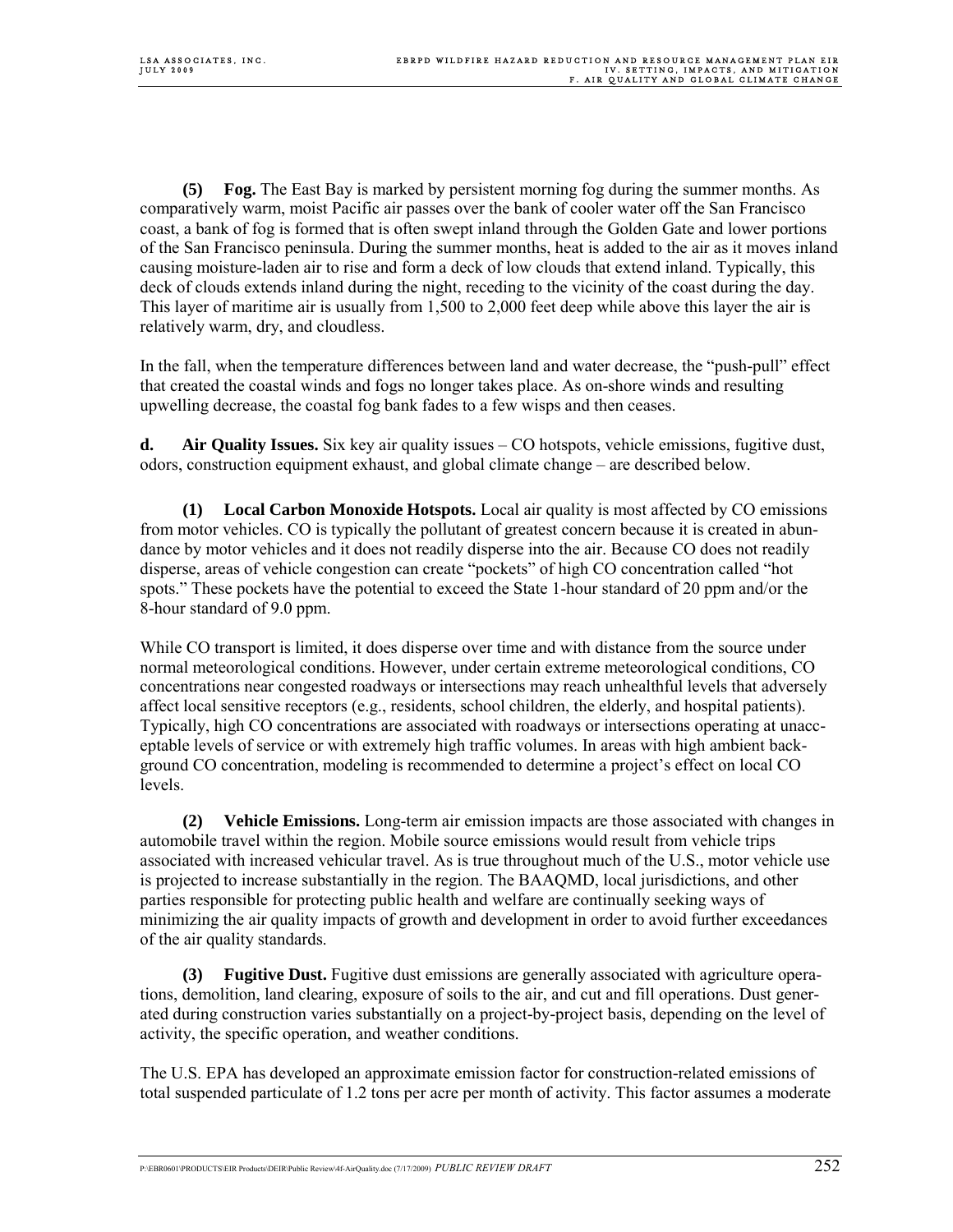**(5) Fog.** The East Bay is marked by persistent morning fog during the summer months. As comparatively warm, moist Pacific air passes over the bank of cooler water off the San Francisco coast, a bank of fog is formed that is often swept inland through the Golden Gate and lower portions of the San Francisco peninsula. During the summer months, heat is added to the air as it moves inland causing moisture-laden air to rise and form a deck of low clouds that extend inland. Typically, this deck of clouds extends inland during the night, receding to the vicinity of the coast during the day. This layer of maritime air is usually from 1,500 to 2,000 feet deep while above this layer the air is relatively warm, dry, and cloudless.

In the fall, when the temperature differences between land and water decrease, the "push-pull" effect that created the coastal winds and fogs no longer takes place. As on-shore winds and resulting upwelling decrease, the coastal fog bank fades to a few wisps and then ceases.

**d. Air Quality Issues.** Six key air quality issues – CO hotspots, vehicle emissions, fugitive dust, odors, construction equipment exhaust, and global climate change – are described below.

**(1) Local Carbon Monoxide Hotspots.** Local air quality is most affected by CO emissions from motor vehicles. CO is typically the pollutant of greatest concern because it is created in abundance by motor vehicles and it does not readily disperse into the air. Because CO does not readily disperse, areas of vehicle congestion can create "pockets" of high CO concentration called "hot spots." These pockets have the potential to exceed the State 1-hour standard of 20 ppm and/or the 8-hour standard of 9.0 ppm.

While CO transport is limited, it does disperse over time and with distance from the source under normal meteorological conditions. However, under certain extreme meteorological conditions, CO concentrations near congested roadways or intersections may reach unhealthful levels that adversely affect local sensitive receptors (e.g., residents, school children, the elderly, and hospital patients). Typically, high CO concentrations are associated with roadways or intersections operating at unacceptable levels of service or with extremely high traffic volumes. In areas with high ambient background CO concentration, modeling is recommended to determine a project's effect on local CO levels.

**(2) Vehicle Emissions.** Long-term air emission impacts are those associated with changes in automobile travel within the region. Mobile source emissions would result from vehicle trips associated with increased vehicular travel. As is true throughout much of the U.S., motor vehicle use is projected to increase substantially in the region. The BAAQMD, local jurisdictions, and other parties responsible for protecting public health and welfare are continually seeking ways of minimizing the air quality impacts of growth and development in order to avoid further exceedances of the air quality standards.

**(3) Fugitive Dust.** Fugitive dust emissions are generally associated with agriculture operations, demolition, land clearing, exposure of soils to the air, and cut and fill operations. Dust generated during construction varies substantially on a project-by-project basis, depending on the level of activity, the specific operation, and weather conditions.

The U.S. EPA has developed an approximate emission factor for construction-related emissions of total suspended particulate of 1.2 tons per acre per month of activity. This factor assumes a moderate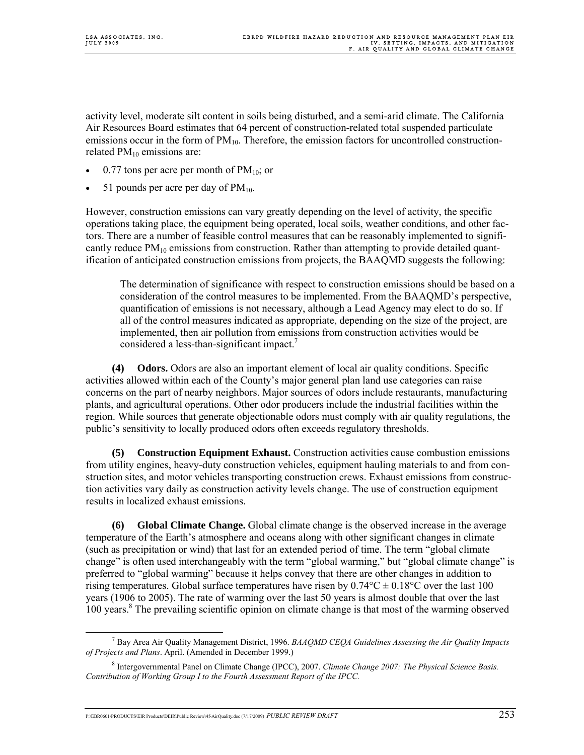activity level, moderate silt content in soils being disturbed, and a semi-arid climate. The California Air Resources Board estimates that 64 percent of construction-related total suspended particulate emissions occur in the form of $PM_{10}$. Therefore, the emission factors for uncontrolled construction-related $PM_{10}$ emissions are:

- 0.77 tons per acre per month of $PM_{10}$; or
- 51 pounds per acre per day of $PM_{10}$.

However, construction emissions can vary greatly depending on the level of activity, the specific operations taking place, the equipment being operated, local soils, weather conditions, and other factors. There are a number of feasible control measures that can be reasonably implemented to significantly reduce $PM_{10}$ emissions from construction. Rather than attempting to provide detailed quantification of anticipated construction emissions from projects, the BAAQMD suggests the following:

> The determination of significance with respect to construction emissions should be based on a consideration of the control measures to be implemented. From the BAAQMD's perspective, quantification of emissions is not necessary, although a Lead Agency may elect to do so. If all of the control measures indicated as appropriate, depending on the size of the project, are implemented, then air pollution from emissions from construction activities would be considered a less-than-significant impact.[7]

**(4) Odors.** Odors are also an important element of local air quality conditions. Specific activities allowed within each of the County's major general plan land use categories can raise concerns on the part of nearby neighbors. Major sources of odors include restaurants, manufacturing plants, and agricultural operations. Other odor producers include the industrial facilities within the region. While sources that generate objectionable odors must comply with air quality regulations, the public's sensitivity to locally produced odors often exceeds regulatory thresholds.

**(5) Construction Equipment Exhaust.** Construction activities cause combustion emissions from utility engines, heavy-duty construction vehicles, equipment hauling materials to and from construction sites, and motor vehicles transporting construction crews. Exhaust emissions from construction activities vary daily as construction activity levels change. The use of construction equipment results in localized exhaust emissions.

**(6) Global Climate Change.** Global climate change is the observed increase in the average temperature of the Earth's atmosphere and oceans along with other significant changes in climate (such as precipitation or wind) that last for an extended period of time. The term "global climate change" is often used interchangeably with the term "global warming," but "global climate change" is preferred to "global warming" because it helps convey that there are other changes in addition to rising temperatures. Global surface temperatures have risen by $0.74°C \pm 0.18°C$ over the last 100 years (1906 to 2005). The rate of warming over the last 50 years is almost double that over the last 100 years.[8] The prevailing scientific opinion on climate change is that most of the warming observed

---

[7] Bay Area Air Quality Management District, 1996. *BAAQMD CEQA Guidelines Assessing the Air Quality Impacts of Projects and Plans*. April. (Amended in December 1999.)

[8] Intergovernmental Panel on Climate Change (IPCC), 2007. *Climate Change 2007: The Physical Science Basis. Contribution of Working Group I to the Fourth Assessment Report of the IPCC.*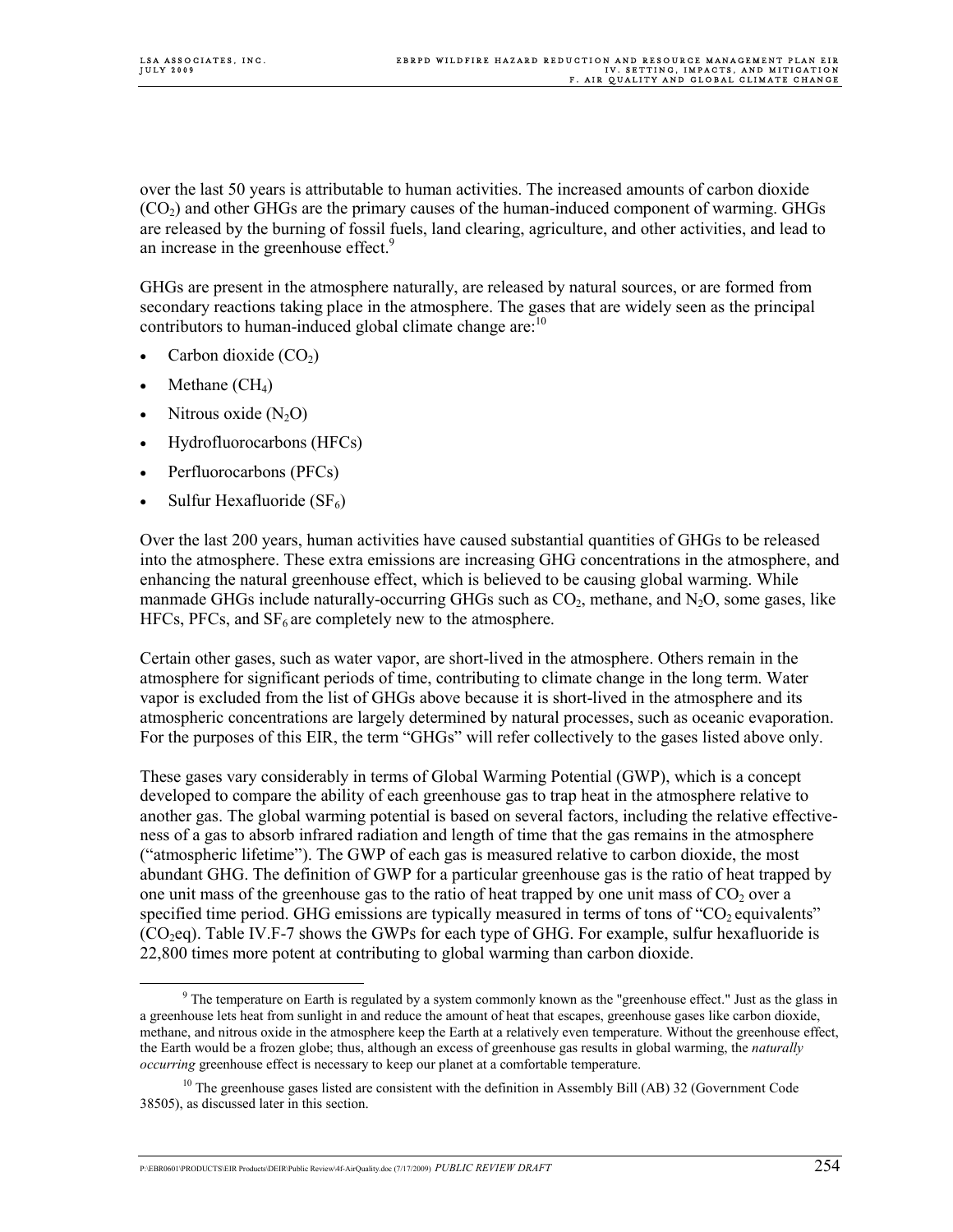over the last 50 years is attributable to human activities. The increased amounts of carbon dioxide ($CO_2$) and other GHGs are the primary causes of the human-induced component of warming. GHGs are released by the burning of fossil fuels, land clearing, agriculture, and other activities, and lead to an increase in the greenhouse effect.[9]

GHGs are present in the atmosphere naturally, are released by natural sources, or are formed from secondary reactions taking place in the atmosphere. The gases that are widely seen as the principal contributors to human-induced global climate change are:[10]

- Carbon dioxide ($CO_2$)
- Methane ($CH_4$)
- Nitrous oxide ($N_2O$)
- Hydrofluorocarbons (HFCs)
- Perfluorocarbons (PFCs)
- Sulfur Hexafluoride ($SF_6$)

Over the last 200 years, human activities have caused substantial quantities of GHGs to be released into the atmosphere. These extra emissions are increasing GHG concentrations in the atmosphere, and enhancing the natural greenhouse effect, which is believed to be causing global warming. While manmade GHGs include naturally-occurring GHGs such as $CO_2$, methane, and $N_2O$, some gases, like HFCs, PFCs, and $SF_6$ are completely new to the atmosphere.

Certain other gases, such as water vapor, are short-lived in the atmosphere. Others remain in the atmosphere for significant periods of time, contributing to climate change in the long term. Water vapor is excluded from the list of GHGs above because it is short-lived in the atmosphere and its atmospheric concentrations are largely determined by natural processes, such as oceanic evaporation. For the purposes of this EIR, the term "GHGs" will refer collectively to the gases listed above only.

These gases vary considerably in terms of Global Warming Potential (GWP), which is a concept developed to compare the ability of each greenhouse gas to trap heat in the atmosphere relative to another gas. The global warming potential is based on several factors, including the relative effectiveness of a gas to absorb infrared radiation and length of time that the gas remains in the atmosphere ("atmospheric lifetime"). The GWP of each gas is measured relative to carbon dioxide, the most abundant GHG. The definition of GWP for a particular greenhouse gas is the ratio of heat trapped by one unit mass of the greenhouse gas to the ratio of heat trapped by one unit mass of $CO_2$ over a specified time period. GHG emissions are typically measured in terms of tons of "$CO_2$ equivalents" ($CO_2$eq). Table IV.F-7 shows the GWPs for each type of GHG. For example, sulfur hexafluoride is 22,800 times more potent at contributing to global warming than carbon dioxide.

[9] The temperature on Earth is regulated by a system commonly known as the "greenhouse effect." Just as the glass in a greenhouse lets heat from sunlight in and reduce the amount of heat that escapes, greenhouse gases like carbon dioxide, methane, and nitrous oxide in the atmosphere keep the Earth at a relatively even temperature. Without the greenhouse effect, the Earth would be a frozen globe; thus, although an excess of greenhouse gas results in global warming, the *naturally occurring* greenhouse effect is necessary to keep our planet at a comfortable temperature.

[10] The greenhouse gases listed are consistent with the definition in Assembly Bill (AB) 32 (Government Code 38505), as discussed later in this section.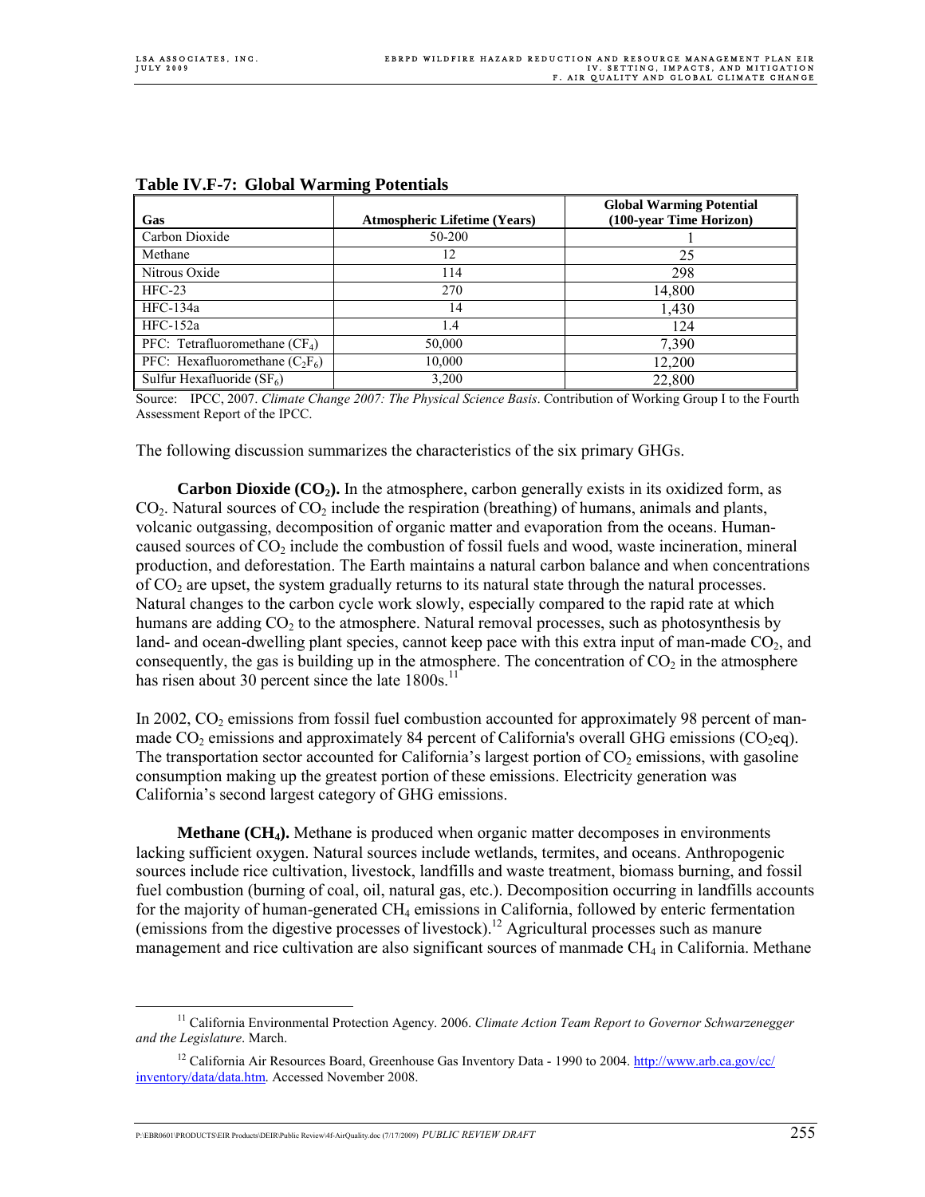**Table IV.F-7: Global Warming Potentials**

| Gas | Atmospheric Lifetime (Years) | Global Warming Potential (100-year Time Horizon) |
|---|---|---|
| Carbon Dioxide | 50-200 | 1 |
| Methane | 12 | 25 |
| Nitrous Oxide | 114 | 298 |
| HFC-23 | 270 | 14,800 |
| HFC-134a | 14 | 1,430 |
| HFC-152a | 1.4 | 124 |
| PFC: Tetrafluoromethane ($CF_4$) | 50,000 | 7,390 |
| PFC: Hexafluoromethane ($C_2F_6$) | 10,000 | 12,200 |
| Sulfur Hexafluoride ($SF_6$) | 3,200 | 22,800 |

Source: IPCC, 2007. *Climate Change 2007: The Physical Science Basis*. Contribution of Working Group I to the Fourth Assessment Report of the IPCC.

The following discussion summarizes the characteristics of the six primary GHGs.

**Carbon Dioxide ($CO_2$).** In the atmosphere, carbon generally exists in its oxidized form, as $CO_2$. Natural sources of $CO_2$ include the respiration (breathing) of humans, animals and plants, volcanic outgassing, decomposition of organic matter and evaporation from the oceans. Human-caused sources of $CO_2$ include the combustion of fossil fuels and wood, waste incineration, mineral production, and deforestation. The Earth maintains a natural carbon balance and when concentrations of $CO_2$ are upset, the system gradually returns to its natural state through the natural processes. Natural changes to the carbon cycle work slowly, especially compared to the rapid rate at which humans are adding $CO_2$ to the atmosphere. Natural removal processes, such as photosynthesis by land- and ocean-dwelling plant species, cannot keep pace with this extra input of man-made $CO_2$, and consequently, the gas is building up in the atmosphere. The concentration of $CO_2$ in the atmosphere has risen about 30 percent since the late 1800s.[11]

In 2002, $CO_2$ emissions from fossil fuel combustion accounted for approximately 98 percent of man-made $CO_2$ emissions and approximately 84 percent of California's overall GHG emissions ($CO_2$eq). The transportation sector accounted for California's largest portion of $CO_2$ emissions, with gasoline consumption making up the greatest portion of these emissions. Electricity generation was California's second largest category of GHG emissions.

**Methane ($CH_4$).** Methane is produced when organic matter decomposes in environments lacking sufficient oxygen. Natural sources include wetlands, termites, and oceans. Anthropogenic sources include rice cultivation, livestock, landfills and waste treatment, biomass burning, and fossil fuel combustion (burning of coal, oil, natural gas, etc.). Decomposition occurring in landfills accounts for the majority of human-generated $CH_4$ emissions in California, followed by enteric fermentation (emissions from the digestive processes of livestock).[12] Agricultural processes such as manure management and rice cultivation are also significant sources of manmade $CH_4$ in California. Methane

---

[11] California Environmental Protection Agency. 2006. *Climate Action Team Report to Governor Schwarzenegger and the Legislature*. March.

[12] California Air Resources Board, Greenhouse Gas Inventory Data - 1990 to 2004. http://www.arb.ca.gov/cc/inventory/data/data.htm. Accessed November 2008.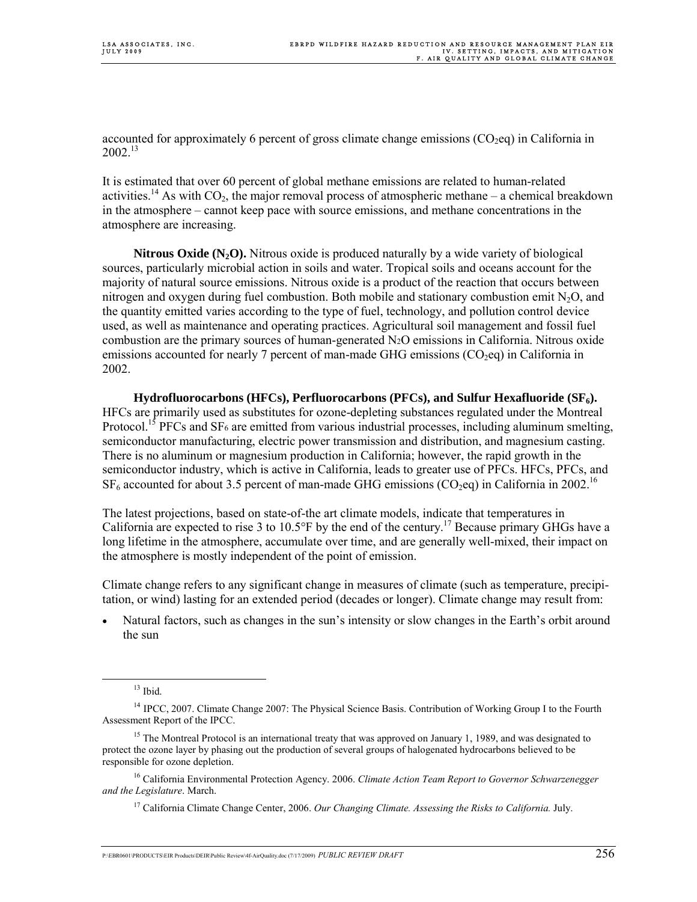accounted for approximately 6 percent of gross climate change emissions ($CO_2$eq) in California in 2002.[13]

It is estimated that over 60 percent of global methane emissions are related to human-related activities.[14] As with $CO_2$, the major removal process of atmospheric methane – a chemical breakdown in the atmosphere – cannot keep pace with source emissions, and methane concentrations in the atmosphere are increasing.

**Nitrous Oxide ($N_2O$).** Nitrous oxide is produced naturally by a wide variety of biological sources, particularly microbial action in soils and water. Tropical soils and oceans account for the majority of natural source emissions. Nitrous oxide is a product of the reaction that occurs between nitrogen and oxygen during fuel combustion. Both mobile and stationary combustion emit $N_2O$, and the quantity emitted varies according to the type of fuel, technology, and pollution control device used, as well as maintenance and operating practices. Agricultural soil management and fossil fuel combustion are the primary sources of human-generated $N_2O$ emissions in California. Nitrous oxide emissions accounted for nearly 7 percent of man-made GHG emissions ($CO_2$eq) in California in 2002.

**Hydrofluorocarbons (HFCs), Perfluorocarbons (PFCs), and Sulfur Hexafluoride ($SF_6$).** HFCs are primarily used as substitutes for ozone-depleting substances regulated under the Montreal Protocol.[15] PFCs and $SF_6$ are emitted from various industrial processes, including aluminum smelting, semiconductor manufacturing, electric power transmission and distribution, and magnesium casting. There is no aluminum or magnesium production in California; however, the rapid growth in the semiconductor industry, which is active in California, leads to greater use of PFCs. HFCs, PFCs, and $SF_6$ accounted for about 3.5 percent of man-made GHG emissions ($CO_2$eq) in California in 2002.[16]

The latest projections, based on state-of-the art climate models, indicate that temperatures in California are expected to rise 3 to 10.5°F by the end of the century.[17] Because primary GHGs have a long lifetime in the atmosphere, accumulate over time, and are generally well-mixed, their impact on the atmosphere is mostly independent of the point of emission.

Climate change refers to any significant change in measures of climate (such as temperature, precipitation, or wind) lasting for an extended period (decades or longer). Climate change may result from:

- Natural factors, such as changes in the sun's intensity or slow changes in the Earth's orbit around the sun

---

[13] Ibid.

[14] IPCC, 2007. Climate Change 2007: The Physical Science Basis. Contribution of Working Group I to the Fourth Assessment Report of the IPCC.

[15] The Montreal Protocol is an international treaty that was approved on January 1, 1989, and was designated to protect the ozone layer by phasing out the production of several groups of halogenated hydrocarbons believed to be responsible for ozone depletion.

[16] California Environmental Protection Agency. 2006. *Climate Action Team Report to Governor Schwarzenegger and the Legislature*. March.

[17] California Climate Change Center, 2006. *Our Changing Climate. Assessing the Risks to California.* July.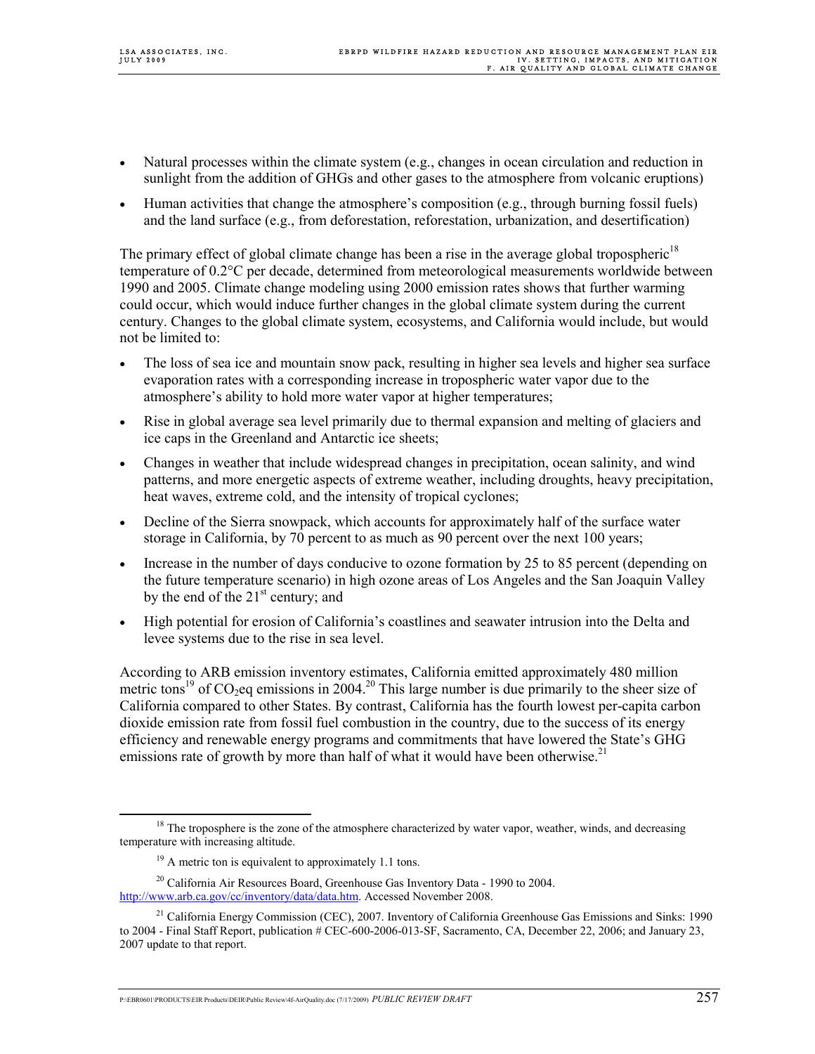- Natural processes within the climate system (e.g., changes in ocean circulation and reduction in sunlight from the addition of GHGs and other gases to the atmosphere from volcanic eruptions)
- Human activities that change the atmosphere's composition (e.g., through burning fossil fuels) and the land surface (e.g., from deforestation, reforestation, urbanization, and desertification)

The primary effect of global climate change has been a rise in the average global tropospheric[18] temperature of 0.2°C per decade, determined from meteorological measurements worldwide between 1990 and 2005. Climate change modeling using 2000 emission rates shows that further warming could occur, which would induce further changes in the global climate system during the current century. Changes to the global climate system, ecosystems, and California would include, but would not be limited to:

- The loss of sea ice and mountain snow pack, resulting in higher sea levels and higher sea surface evaporation rates with a corresponding increase in tropospheric water vapor due to the atmosphere's ability to hold more water vapor at higher temperatures;
- Rise in global average sea level primarily due to thermal expansion and melting of glaciers and ice caps in the Greenland and Antarctic ice sheets;
- Changes in weather that include widespread changes in precipitation, ocean salinity, and wind patterns, and more energetic aspects of extreme weather, including droughts, heavy precipitation, heat waves, extreme cold, and the intensity of tropical cyclones;
- Decline of the Sierra snowpack, which accounts for approximately half of the surface water storage in California, by 70 percent to as much as 90 percent over the next 100 years;
- Increase in the number of days conducive to ozone formation by 25 to 85 percent (depending on the future temperature scenario) in high ozone areas of Los Angeles and the San Joaquin Valley by the end of the 21st century; and
- High potential for erosion of California's coastlines and seawater intrusion into the Delta and levee systems due to the rise in sea level.

According to ARB emission inventory estimates, California emitted approximately 480 million metric tons[19] of $CO_2$eq emissions in 2004.[20] This large number is due primarily to the sheer size of California compared to other States. By contrast, California has the fourth lowest per-capita carbon dioxide emission rate from fossil fuel combustion in the country, due to the success of its energy efficiency and renewable energy programs and commitments that have lowered the State's GHG emissions rate of growth by more than half of what it would have been otherwise.[21]

---

[18] The troposphere is the zone of the atmosphere characterized by water vapor, weather, winds, and decreasing temperature with increasing altitude.

[19] A metric ton is equivalent to approximately 1.1 tons.

[20] California Air Resources Board, Greenhouse Gas Inventory Data - 1990 to 2004. http://www.arb.ca.gov/cc/inventory/data/data.htm. Accessed November 2008.

[21] California Energy Commission (CEC), 2007. Inventory of California Greenhouse Gas Emissions and Sinks: 1990 to 2004 - Final Staff Report, publication # CEC-600-2006-013-SF, Sacramento, CA, December 22, 2006; and January 23, 2007 update to that report.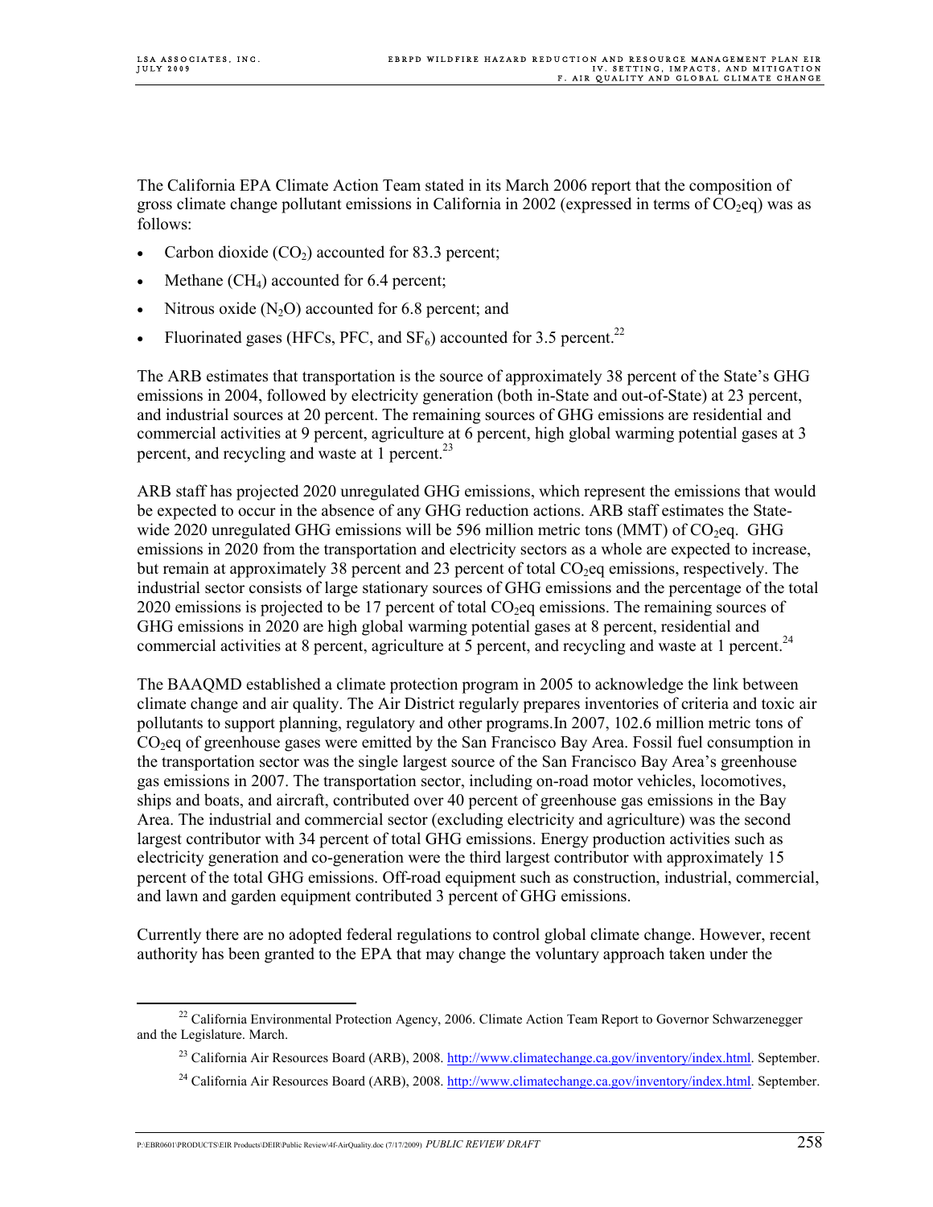The California EPA Climate Action Team stated in its March 2006 report that the composition of gross climate change pollutant emissions in California in 2002 (expressed in terms of $CO_2$eq) was as follows:

- Carbon dioxide ($CO_2$) accounted for 83.3 percent;
- Methane ($CH_4$) accounted for 6.4 percent;
- Nitrous oxide ($N_2O$) accounted for 6.8 percent; and
- Fluorinated gases (HFCs, PFC, and $SF_6$) accounted for 3.5 percent.[22]

The ARB estimates that transportation is the source of approximately 38 percent of the State's GHG emissions in 2004, followed by electricity generation (both in-State and out-of-State) at 23 percent, and industrial sources at 20 percent. The remaining sources of GHG emissions are residential and commercial activities at 9 percent, agriculture at 6 percent, high global warming potential gases at 3 percent, and recycling and waste at 1 percent.[23]

ARB staff has projected 2020 unregulated GHG emissions, which represent the emissions that would be expected to occur in the absence of any GHG reduction actions. ARB staff estimates the State-wide 2020 unregulated GHG emissions will be 596 million metric tons (MMT) of $CO_2$eq. GHG emissions in 2020 from the transportation and electricity sectors as a whole are expected to increase, but remain at approximately 38 percent and 23 percent of total $CO_2$eq emissions, respectively. The industrial sector consists of large stationary sources of GHG emissions and the percentage of the total 2020 emissions is projected to be 17 percent of total $CO_2$eq emissions. The remaining sources of GHG emissions in 2020 are high global warming potential gases at 8 percent, residential and commercial activities at 8 percent, agriculture at 5 percent, and recycling and waste at 1 percent.[24]

The BAAQMD established a climate protection program in 2005 to acknowledge the link between climate change and air quality. The Air District regularly prepares inventories of criteria and toxic air pollutants to support planning, regulatory and other programs.In 2007, 102.6 million metric tons of $CO_2$eq of greenhouse gases were emitted by the San Francisco Bay Area. Fossil fuel consumption in the transportation sector was the single largest source of the San Francisco Bay Area's greenhouse gas emissions in 2007. The transportation sector, including on-road motor vehicles, locomotives, ships and boats, and aircraft, contributed over 40 percent of greenhouse gas emissions in the Bay Area. The industrial and commercial sector (excluding electricity and agriculture) was the second largest contributor with 34 percent of total GHG emissions. Energy production activities such as electricity generation and co-generation were the third largest contributor with approximately 15 percent of the total GHG emissions. Off-road equipment such as construction, industrial, commercial, and lawn and garden equipment contributed 3 percent of GHG emissions.

Currently there are no adopted federal regulations to control global climate change. However, recent authority has been granted to the EPA that may change the voluntary approach taken under the

---

[22] California Environmental Protection Agency, 2006. Climate Action Team Report to Governor Schwarzenegger and the Legislature. March.

[23] California Air Resources Board (ARB), 2008. http://www.climatechange.ca.gov/inventory/index.html. September.

[24] California Air Resources Board (ARB), 2008. http://www.climatechange.ca.gov/inventory/index.html. September.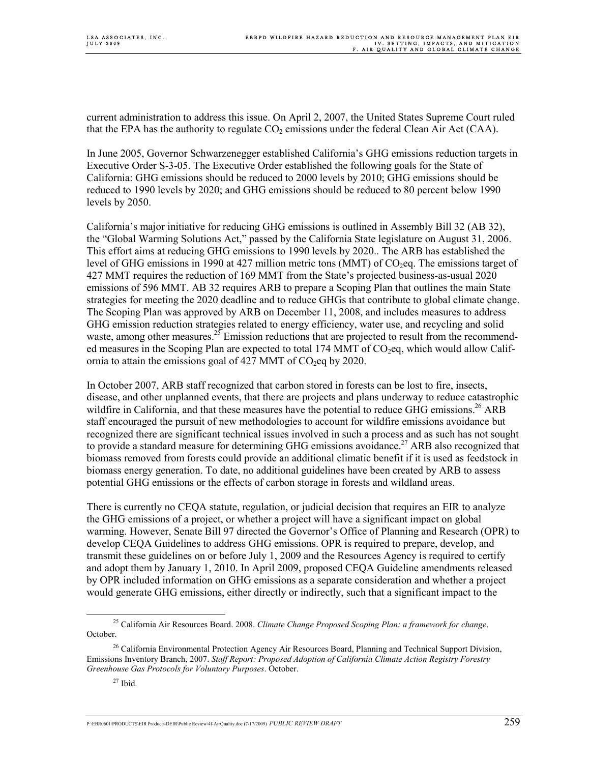current administration to address this issue. On April 2, 2007, the United States Supreme Court ruled that the EPA has the authority to regulate $CO_2$ emissions under the federal Clean Air Act (CAA).

In June 2005, Governor Schwarzenegger established California's GHG emissions reduction targets in Executive Order S-3-05. The Executive Order established the following goals for the State of California: GHG emissions should be reduced to 2000 levels by 2010; GHG emissions should be reduced to 1990 levels by 2020; and GHG emissions should be reduced to 80 percent below 1990 levels by 2050.

California's major initiative for reducing GHG emissions is outlined in Assembly Bill 32 (AB 32), the "Global Warming Solutions Act," passed by the California State legislature on August 31, 2006. This effort aims at reducing GHG emissions to 1990 levels by 2020.. The ARB has established the level of GHG emissions in 1990 at 427 million metric tons (MMT) of $CO_2$eq. The emissions target of 427 MMT requires the reduction of 169 MMT from the State's projected business-as-usual 2020 emissions of 596 MMT. AB 32 requires ARB to prepare a Scoping Plan that outlines the main State strategies for meeting the 2020 deadline and to reduce GHGs that contribute to global climate change. The Scoping Plan was approved by ARB on December 11, 2008, and includes measures to address GHG emission reduction strategies related to energy efficiency, water use, and recycling and solid waste, among other measures.[25] Emission reductions that are projected to result from the recommended measures in the Scoping Plan are expected to total 174 MMT of $CO_2$eq, which would allow California to attain the emissions goal of 427 MMT of $CO_2$eq by 2020.

In October 2007, ARB staff recognized that carbon stored in forests can be lost to fire, insects, disease, and other unplanned events, that there are projects and plans underway to reduce catastrophic wildfire in California, and that these measures have the potential to reduce GHG emissions.[26] ARB staff encouraged the pursuit of new methodologies to account for wildfire emissions avoidance but recognized there are significant technical issues involved in such a process and as such has not sought to provide a standard measure for determining GHG emissions avoidance.[27] ARB also recognized that biomass removed from forests could provide an additional climatic benefit if it is used as feedstock in biomass energy generation. To date, no additional guidelines have been created by ARB to assess potential GHG emissions or the effects of carbon storage in forests and wildland areas.

There is currently no CEQA statute, regulation, or judicial decision that requires an EIR to analyze the GHG emissions of a project, or whether a project will have a significant impact on global warming. However, Senate Bill 97 directed the Governor's Office of Planning and Research (OPR) to develop CEQA Guidelines to address GHG emissions. OPR is required to prepare, develop, and transmit these guidelines on or before July 1, 2009 and the Resources Agency is required to certify and adopt them by January 1, 2010. In April 2009, proposed CEQA Guideline amendments released by OPR included information on GHG emissions as a separate consideration and whether a project would generate GHG emissions, either directly or indirectly, such that a significant impact to the

---

[25] California Air Resources Board. 2008. *Climate Change Proposed Scoping Plan: a framework for change*. October.

[26] California Environmental Protection Agency Air Resources Board, Planning and Technical Support Division, Emissions Inventory Branch, 2007. *Staff Report: Proposed Adoption of California Climate Action Registry Forestry Greenhouse Gas Protocols for Voluntary Purposes*. October.

[27] Ibid.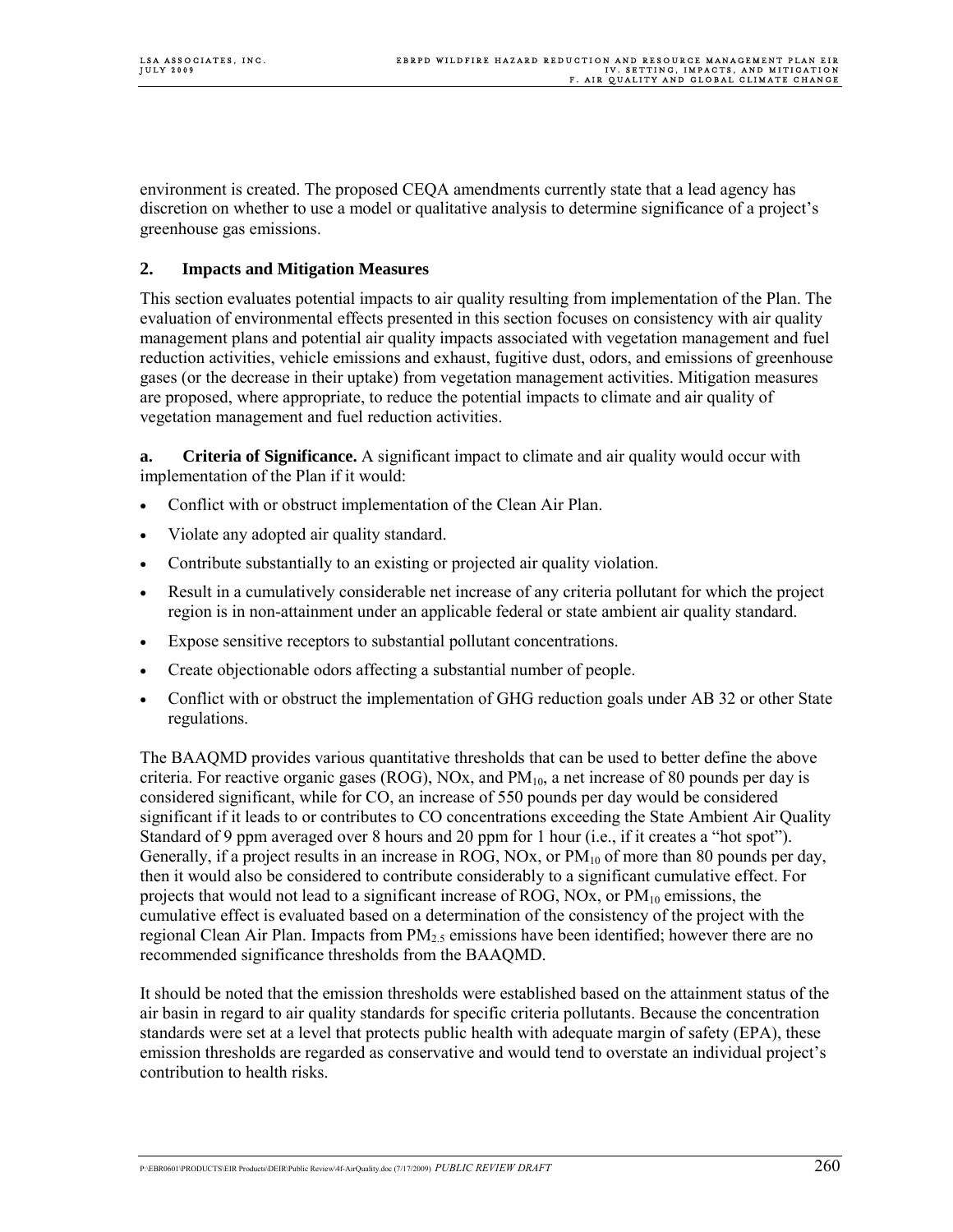environment is created. The proposed CEQA amendments currently state that a lead agency has discretion on whether to use a model or qualitative analysis to determine significance of a project's greenhouse gas emissions.

## 2. Impacts and Mitigation Measures

This section evaluates potential impacts to air quality resulting from implementation of the Plan. The evaluation of environmental effects presented in this section focuses on consistency with air quality management plans and potential air quality impacts associated with vegetation management and fuel reduction activities, vehicle emissions and exhaust, fugitive dust, odors, and emissions of greenhouse gases (or the decrease in their uptake) from vegetation management activities. Mitigation measures are proposed, where appropriate, to reduce the potential impacts to climate and air quality of vegetation management and fuel reduction activities.

**a. Criteria of Significance.** A significant impact to climate and air quality would occur with implementation of the Plan if it would:

- Conflict with or obstruct implementation of the Clean Air Plan.
- Violate any adopted air quality standard.
- Contribute substantially to an existing or projected air quality violation.
- Result in a cumulatively considerable net increase of any criteria pollutant for which the project region is in non-attainment under an applicable federal or state ambient air quality standard.
- Expose sensitive receptors to substantial pollutant concentrations.
- Create objectionable odors affecting a substantial number of people.
- Conflict with or obstruct the implementation of GHG reduction goals under AB 32 or other State regulations.

The BAAQMD provides various quantitative thresholds that can be used to better define the above criteria. For reactive organic gases (ROG), NOx, and $PM_{10}$, a net increase of 80 pounds per day is considered significant, while for CO, an increase of 550 pounds per day would be considered significant if it leads to or contributes to CO concentrations exceeding the State Ambient Air Quality Standard of 9 ppm averaged over 8 hours and 20 ppm for 1 hour (i.e., if it creates a "hot spot"). Generally, if a project results in an increase in ROG, NOx, or $PM_{10}$ of more than 80 pounds per day, then it would also be considered to contribute considerably to a significant cumulative effect. For projects that would not lead to a significant increase of ROG, NOx, or $PM_{10}$ emissions, the cumulative effect is evaluated based on a determination of the consistency of the project with the regional Clean Air Plan. Impacts from $PM_{2.5}$ emissions have been identified; however there are no recommended significance thresholds from the BAAQMD.

It should be noted that the emission thresholds were established based on the attainment status of the air basin in regard to air quality standards for specific criteria pollutants. Because the concentration standards were set at a level that protects public health with adequate margin of safety (EPA), these emission thresholds are regarded as conservative and would tend to overstate an individual project's contribution to health risks.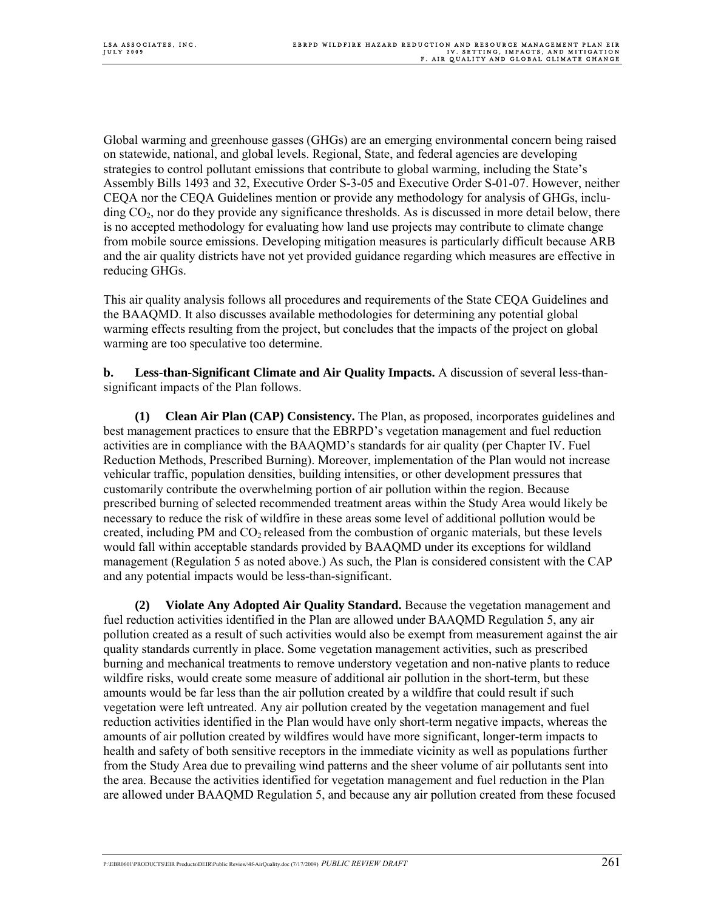Global warming and greenhouse gasses (GHGs) are an emerging environmental concern being raised on statewide, national, and global levels. Regional, State, and federal agencies are developing strategies to control pollutant emissions that contribute to global warming, including the State's Assembly Bills 1493 and 32, Executive Order S-3-05 and Executive Order S-01-07. However, neither CEQA nor the CEQA Guidelines mention or provide any methodology for analysis of GHGs, including $CO_2$, nor do they provide any significance thresholds. As is discussed in more detail below, there is no accepted methodology for evaluating how land use projects may contribute to climate change from mobile source emissions. Developing mitigation measures is particularly difficult because ARB and the air quality districts have not yet provided guidance regarding which measures are effective in reducing GHGs.

This air quality analysis follows all procedures and requirements of the State CEQA Guidelines and the BAAQMD. It also discusses available methodologies for determining any potential global warming effects resulting from the project, but concludes that the impacts of the project on global warming are too speculative too determine.

**b. Less-than-Significant Climate and Air Quality Impacts.** A discussion of several less-than-significant impacts of the Plan follows.

**(1) Clean Air Plan (CAP) Consistency.** The Plan, as proposed, incorporates guidelines and best management practices to ensure that the EBRPD's vegetation management and fuel reduction activities are in compliance with the BAAQMD's standards for air quality (per Chapter IV. Fuel Reduction Methods, Prescribed Burning). Moreover, implementation of the Plan would not increase vehicular traffic, population densities, building intensities, or other development pressures that customarily contribute the overwhelming portion of air pollution within the region. Because prescribed burning of selected recommended treatment areas within the Study Area would likely be necessary to reduce the risk of wildfire in these areas some level of additional pollution would be created, including PM and $CO_2$ released from the combustion of organic materials, but these levels would fall within acceptable standards provided by BAAQMD under its exceptions for wildland management (Regulation 5 as noted above.) As such, the Plan is considered consistent with the CAP and any potential impacts would be less-than-significant.

**(2) Violate Any Adopted Air Quality Standard.** Because the vegetation management and fuel reduction activities identified in the Plan are allowed under BAAQMD Regulation 5, any air pollution created as a result of such activities would also be exempt from measurement against the air quality standards currently in place. Some vegetation management activities, such as prescribed burning and mechanical treatments to remove understory vegetation and non-native plants to reduce wildfire risks, would create some measure of additional air pollution in the short-term, but these amounts would be far less than the air pollution created by a wildfire that could result if such vegetation were left untreated. Any air pollution created by the vegetation management and fuel reduction activities identified in the Plan would have only short-term negative impacts, whereas the amounts of air pollution created by wildfires would have more significant, longer-term impacts to health and safety of both sensitive receptors in the immediate vicinity as well as populations further from the Study Area due to prevailing wind patterns and the sheer volume of air pollutants sent into the area. Because the activities identified for vegetation management and fuel reduction in the Plan are allowed under BAAQMD Regulation 5, and because any air pollution created from these focused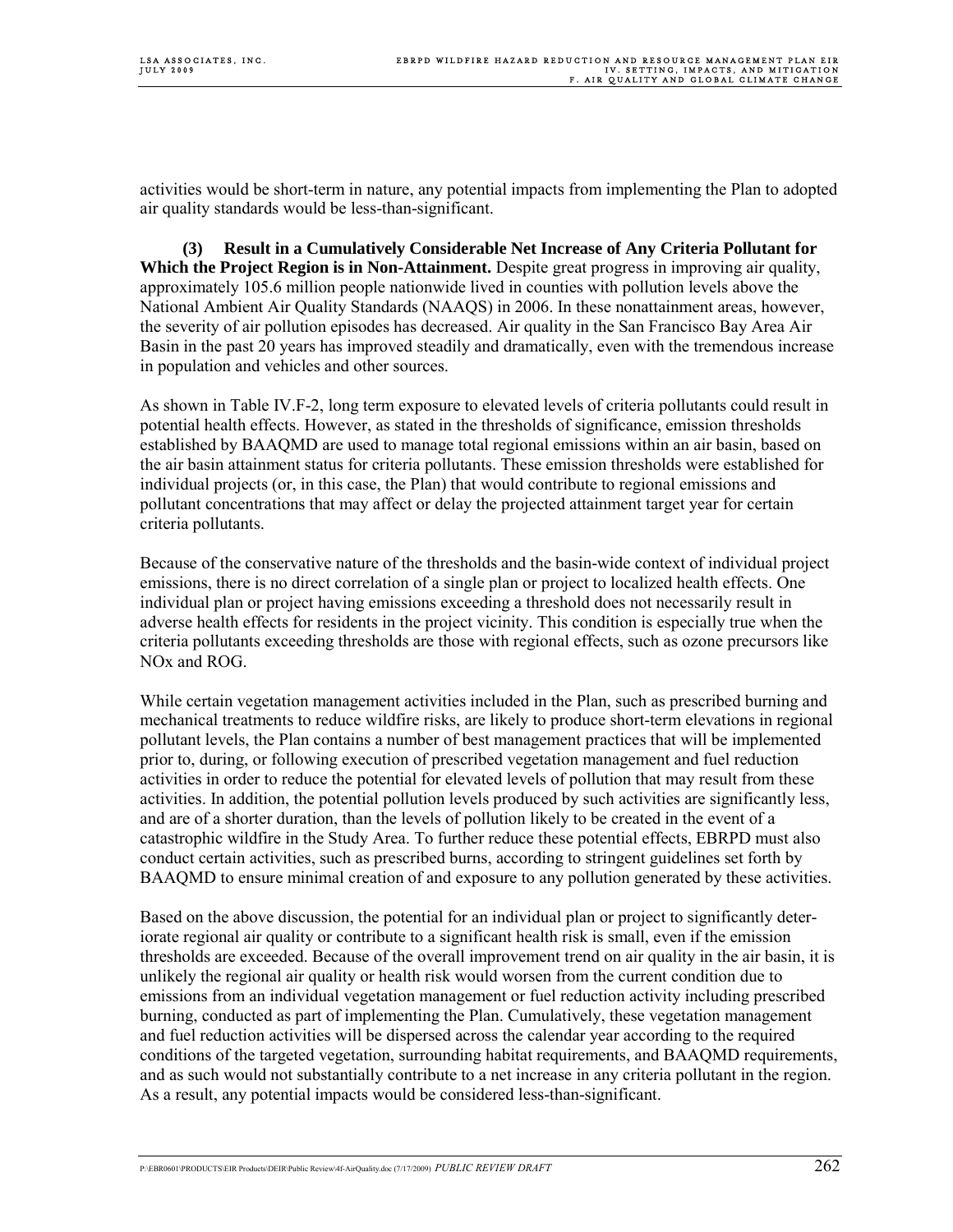activities would be short-term in nature, any potential impacts from implementing the Plan to adopted air quality standards would be less-than-significant.

**(3) Result in a Cumulatively Considerable Net Increase of Any Criteria Pollutant for Which the Project Region is in Non-Attainment.** Despite great progress in improving air quality, approximately 105.6 million people nationwide lived in counties with pollution levels above the National Ambient Air Quality Standards (NAAQS) in 2006. In these nonattainment areas, however, the severity of air pollution episodes has decreased. Air quality in the San Francisco Bay Area Air Basin in the past 20 years has improved steadily and dramatically, even with the tremendous increase in population and vehicles and other sources.

As shown in Table IV.F-2, long term exposure to elevated levels of criteria pollutants could result in potential health effects. However, as stated in the thresholds of significance, emission thresholds established by BAAQMD are used to manage total regional emissions within an air basin, based on the air basin attainment status for criteria pollutants. These emission thresholds were established for individual projects (or, in this case, the Plan) that would contribute to regional emissions and pollutant concentrations that may affect or delay the projected attainment target year for certain criteria pollutants.

Because of the conservative nature of the thresholds and the basin-wide context of individual project emissions, there is no direct correlation of a single plan or project to localized health effects. One individual plan or project having emissions exceeding a threshold does not necessarily result in adverse health effects for residents in the project vicinity. This condition is especially true when the criteria pollutants exceeding thresholds are those with regional effects, such as ozone precursors like NOx and ROG.

While certain vegetation management activities included in the Plan, such as prescribed burning and mechanical treatments to reduce wildfire risks, are likely to produce short-term elevations in regional pollutant levels, the Plan contains a number of best management practices that will be implemented prior to, during, or following execution of prescribed vegetation management and fuel reduction activities in order to reduce the potential for elevated levels of pollution that may result from these activities. In addition, the potential pollution levels produced by such activities are significantly less, and are of a shorter duration, than the levels of pollution likely to be created in the event of a catastrophic wildfire in the Study Area. To further reduce these potential effects, EBRPD must also conduct certain activities, such as prescribed burns, according to stringent guidelines set forth by BAAQMD to ensure minimal creation of and exposure to any pollution generated by these activities.

Based on the above discussion, the potential for an individual plan or project to significantly deteriorate regional air quality or contribute to a significant health risk is small, even if the emission thresholds are exceeded. Because of the overall improvement trend on air quality in the air basin, it is unlikely the regional air quality or health risk would worsen from the current condition due to emissions from an individual vegetation management or fuel reduction activity including prescribed burning, conducted as part of implementing the Plan. Cumulatively, these vegetation management and fuel reduction activities will be dispersed across the calendar year according to the required conditions of the targeted vegetation, surrounding habitat requirements, and BAAQMD requirements, and as such would not substantially contribute to a net increase in any criteria pollutant in the region. As a result, any potential impacts would be considered less-than-significant.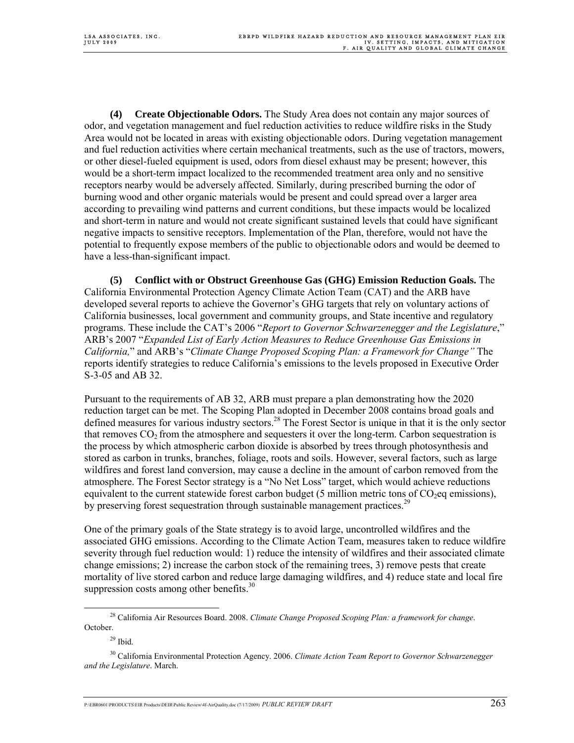**(4) Create Objectionable Odors.** The Study Area does not contain any major sources of odor, and vegetation management and fuel reduction activities to reduce wildfire risks in the Study Area would not be located in areas with existing objectionable odors. During vegetation management and fuel reduction activities where certain mechanical treatments, such as the use of tractors, mowers, or other diesel-fueled equipment is used, odors from diesel exhaust may be present; however, this would be a short-term impact localized to the recommended treatment area only and no sensitive receptors nearby would be adversely affected. Similarly, during prescribed burning the odor of burning wood and other organic materials would be present and could spread over a larger area according to prevailing wind patterns and current conditions, but these impacts would be localized and short-term in nature and would not create significant sustained levels that could have significant negative impacts to sensitive receptors. Implementation of the Plan, therefore, would not have the potential to frequently expose members of the public to objectionable odors and would be deemed to have a less-than-significant impact.

**(5) Conflict with or Obstruct Greenhouse Gas (GHG) Emission Reduction Goals.** The California Environmental Protection Agency Climate Action Team (CAT) and the ARB have developed several reports to achieve the Governor's GHG targets that rely on voluntary actions of California businesses, local government and community groups, and State incentive and regulatory programs. These include the CAT's 2006 "*Report to Governor Schwarzenegger and the Legislature*," ARB's 2007 "*Expanded List of Early Action Measures to Reduce Greenhouse Gas Emissions in California,*" and ARB's "*Climate Change Proposed Scoping Plan: a Framework for Change"* The reports identify strategies to reduce California's emissions to the levels proposed in Executive Order S-3-05 and AB 32.

Pursuant to the requirements of AB 32, ARB must prepare a plan demonstrating how the 2020 reduction target can be met. The Scoping Plan adopted in December 2008 contains broad goals and defined measures for various industry sectors.[28] The Forest Sector is unique in that it is the only sector that removes $CO_2$ from the atmosphere and sequesters it over the long-term. Carbon sequestration is the process by which atmospheric carbon dioxide is absorbed by trees through photosynthesis and stored as carbon in trunks, branches, foliage, roots and soils. However, several factors, such as large wildfires and forest land conversion, may cause a decline in the amount of carbon removed from the atmosphere. The Forest Sector strategy is a "No Net Loss" target, which would achieve reductions equivalent to the current statewide forest carbon budget (5 million metric tons of $CO_2$eq emissions), by preserving forest sequestration through sustainable management practices.[29]

One of the primary goals of the State strategy is to avoid large, uncontrolled wildfires and the associated GHG emissions. According to the Climate Action Team, measures taken to reduce wildfire severity through fuel reduction would: 1) reduce the intensity of wildfires and their associated climate change emissions; 2) increase the carbon stock of the remaining trees, 3) remove pests that create mortality of live stored carbon and reduce large damaging wildfires, and 4) reduce state and local fire suppression costs among other benefits.[30]

---

[28] California Air Resources Board. 2008. *Climate Change Proposed Scoping Plan: a framework for change*. October.

[29] Ibid.

[30] California Environmental Protection Agency. 2006. *Climate Action Team Report to Governor Schwarzenegger and the Legislature*. March.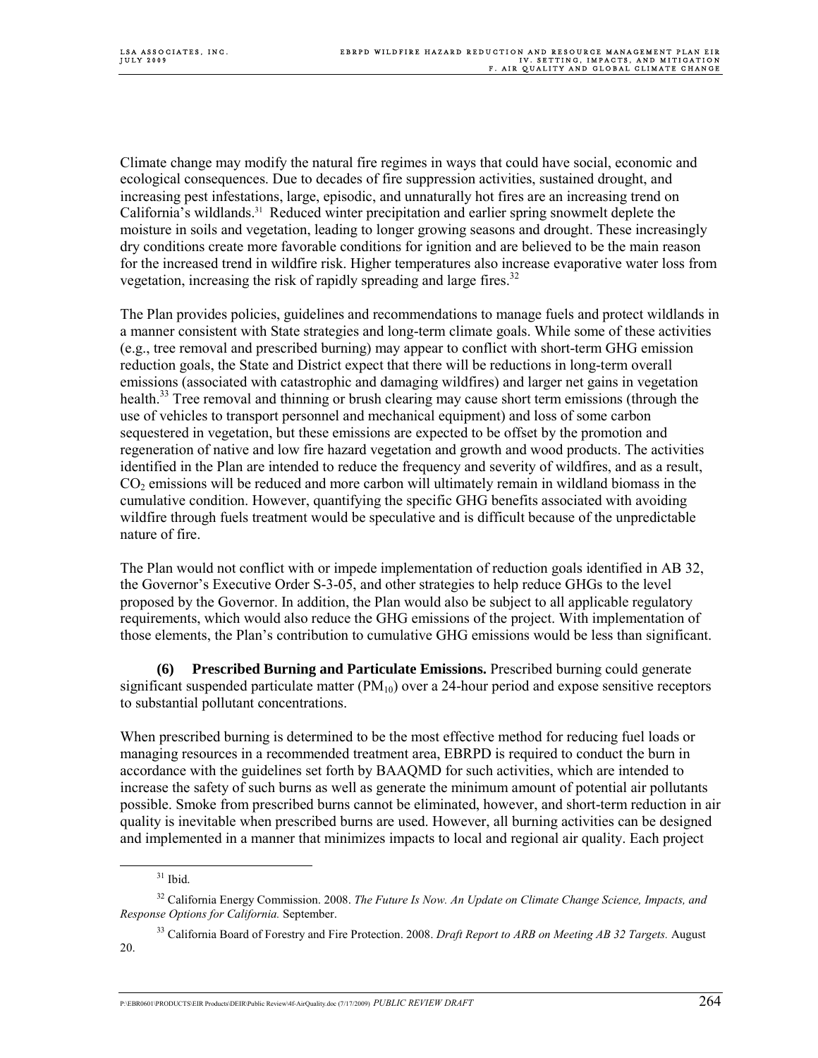Climate change may modify the natural fire regimes in ways that could have social, economic and ecological consequences. Due to decades of fire suppression activities, sustained drought, and increasing pest infestations, large, episodic, and unnaturally hot fires are an increasing trend on California's wildlands.[31] Reduced winter precipitation and earlier spring snowmelt deplete the moisture in soils and vegetation, leading to longer growing seasons and drought. These increasingly dry conditions create more favorable conditions for ignition and are believed to be the main reason for the increased trend in wildfire risk. Higher temperatures also increase evaporative water loss from vegetation, increasing the risk of rapidly spreading and large fires.[32]

The Plan provides policies, guidelines and recommendations to manage fuels and protect wildlands in a manner consistent with State strategies and long-term climate goals. While some of these activities (e.g., tree removal and prescribed burning) may appear to conflict with short-term GHG emission reduction goals, the State and District expect that there will be reductions in long-term overall emissions (associated with catastrophic and damaging wildfires) and larger net gains in vegetation health.[33] Tree removal and thinning or brush clearing may cause short term emissions (through the use of vehicles to transport personnel and mechanical equipment) and loss of some carbon sequestered in vegetation, but these emissions are expected to be offset by the promotion and regeneration of native and low fire hazard vegetation and growth and wood products. The activities identified in the Plan are intended to reduce the frequency and severity of wildfires, and as a result, $CO_2$ emissions will be reduced and more carbon will ultimately remain in wildland biomass in the cumulative condition. However, quantifying the specific GHG benefits associated with avoiding wildfire through fuels treatment would be speculative and is difficult because of the unpredictable nature of fire.

The Plan would not conflict with or impede implementation of reduction goals identified in AB 32, the Governor's Executive Order S-3-05, and other strategies to help reduce GHGs to the level proposed by the Governor. In addition, the Plan would also be subject to all applicable regulatory requirements, which would also reduce the GHG emissions of the project. With implementation of those elements, the Plan's contribution to cumulative GHG emissions would be less than significant.

**(6) Prescribed Burning and Particulate Emissions.** Prescribed burning could generate significant suspended particulate matter ($PM_{10}$) over a 24-hour period and expose sensitive receptors to substantial pollutant concentrations.

When prescribed burning is determined to be the most effective method for reducing fuel loads or managing resources in a recommended treatment area, EBRPD is required to conduct the burn in accordance with the guidelines set forth by BAAQMD for such activities, which are intended to increase the safety of such burns as well as generate the minimum amount of potential air pollutants possible. Smoke from prescribed burns cannot be eliminated, however, and short-term reduction in air quality is inevitable when prescribed burns are used. However, all burning activities can be designed and implemented in a manner that minimizes impacts to local and regional air quality. Each project

---

[31] Ibid.

[32] California Energy Commission. 2008. *The Future Is Now. An Update on Climate Change Science, Impacts, and Response Options for California.* September.

[33] California Board of Forestry and Fire Protection. 2008. *Draft Report to ARB on Meeting AB 32 Targets.* August 20.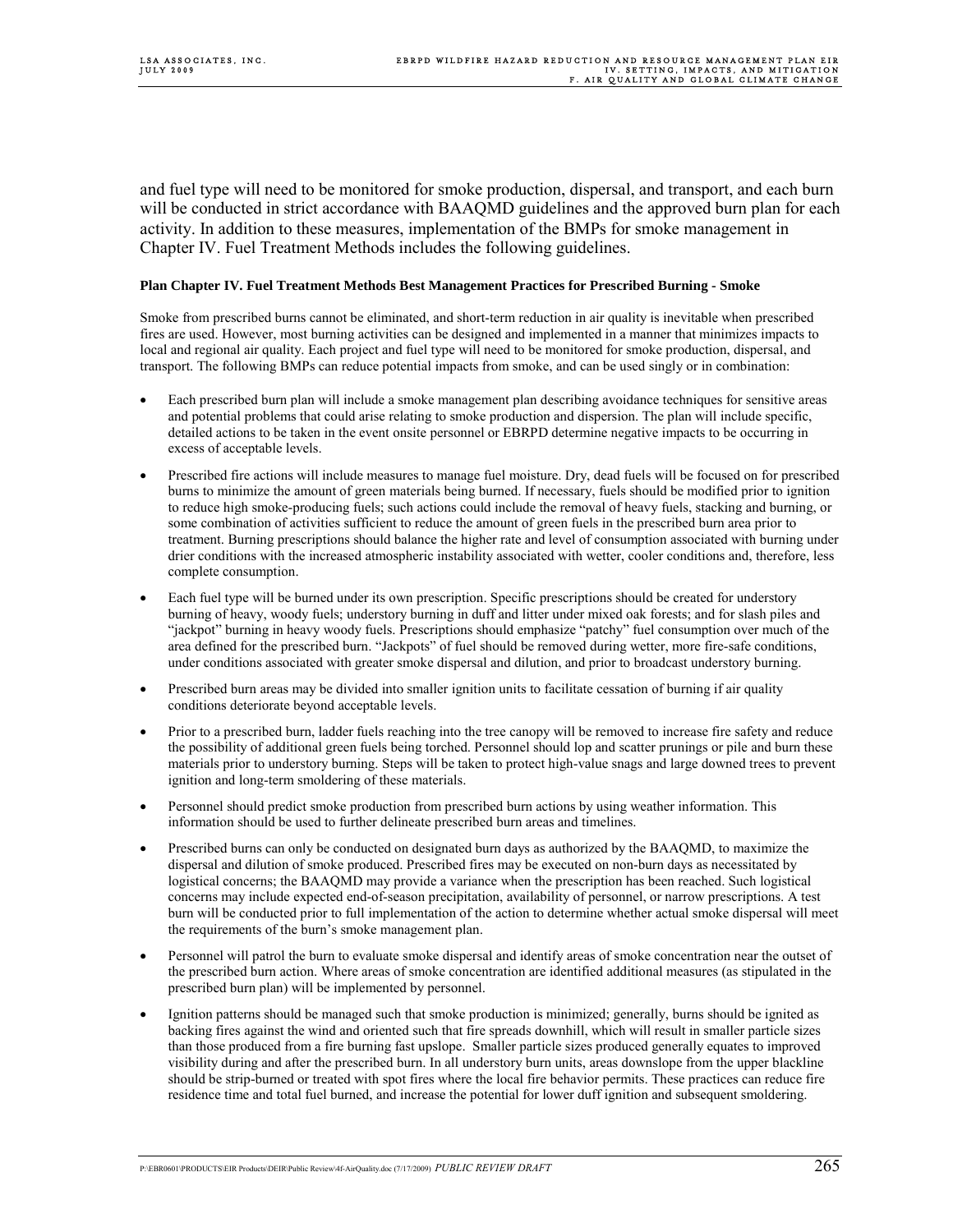and fuel type will need to be monitored for smoke production, dispersal, and transport, and each burn will be conducted in strict accordance with BAAQMD guidelines and the approved burn plan for each activity. In addition to these measures, implementation of the BMPs for smoke management in Chapter IV. Fuel Treatment Methods includes the following guidelines.

**Plan Chapter IV. Fuel Treatment Methods Best Management Practices for Prescribed Burning - Smoke**

Smoke from prescribed burns cannot be eliminated, and short-term reduction in air quality is inevitable when prescribed fires are used. However, most burning activities can be designed and implemented in a manner that minimizes impacts to local and regional air quality. Each project and fuel type will need to be monitored for smoke production, dispersal, and transport. The following BMPs can reduce potential impacts from smoke, and can be used singly or in combination:

- Each prescribed burn plan will include a smoke management plan describing avoidance techniques for sensitive areas and potential problems that could arise relating to smoke production and dispersion. The plan will include specific, detailed actions to be taken in the event onsite personnel or EBRPD determine negative impacts to be occurring in excess of acceptable levels.
- Prescribed fire actions will include measures to manage fuel moisture. Dry, dead fuels will be focused on for prescribed burns to minimize the amount of green materials being burned. If necessary, fuels should be modified prior to ignition to reduce high smoke-producing fuels; such actions could include the removal of heavy fuels, stacking and burning, or some combination of activities sufficient to reduce the amount of green fuels in the prescribed burn area prior to treatment. Burning prescriptions should balance the higher rate and level of consumption associated with burning under drier conditions with the increased atmospheric instability associated with wetter, cooler conditions and, therefore, less complete consumption.
- Each fuel type will be burned under its own prescription. Specific prescriptions should be created for understory burning of heavy, woody fuels; understory burning in duff and litter under mixed oak forests; and for slash piles and "jackpot" burning in heavy woody fuels. Prescriptions should emphasize "patchy" fuel consumption over much of the area defined for the prescribed burn. "Jackpots" of fuel should be removed during wetter, more fire-safe conditions, under conditions associated with greater smoke dispersal and dilution, and prior to broadcast understory burning.
- Prescribed burn areas may be divided into smaller ignition units to facilitate cessation of burning if air quality conditions deteriorate beyond acceptable levels.
- Prior to a prescribed burn, ladder fuels reaching into the tree canopy will be removed to increase fire safety and reduce the possibility of additional green fuels being torched. Personnel should lop and scatter prunings or pile and burn these materials prior to understory burning. Steps will be taken to protect high-value snags and large downed trees to prevent ignition and long-term smoldering of these materials.
- Personnel should predict smoke production from prescribed burn actions by using weather information. This information should be used to further delineate prescribed burn areas and timelines.
- Prescribed burns can only be conducted on designated burn days as authorized by the BAAQMD, to maximize the dispersal and dilution of smoke produced. Prescribed fires may be executed on non-burn days as necessitated by logistical concerns; the BAAQMD may provide a variance when the prescription has been reached. Such logistical concerns may include expected end-of-season precipitation, availability of personnel, or narrow prescriptions. A test burn will be conducted prior to full implementation of the action to determine whether actual smoke dispersal will meet the requirements of the burn's smoke management plan.
- Personnel will patrol the burn to evaluate smoke dispersal and identify areas of smoke concentration near the outset of the prescribed burn action. Where areas of smoke concentration are identified additional measures (as stipulated in the prescribed burn plan) will be implemented by personnel.
- Ignition patterns should be managed such that smoke production is minimized; generally, burns should be ignited as backing fires against the wind and oriented such that fire spreads downhill, which will result in smaller particle sizes than those produced from a fire burning fast upslope. Smaller particle sizes produced generally equates to improved visibility during and after the prescribed burn. In all understory burn units, areas downslope from the upper blackline should be strip-burned or treated with spot fires where the local fire behavior permits. These practices can reduce fire residence time and total fuel burned, and increase the potential for lower duff ignition and subsequent smoldering.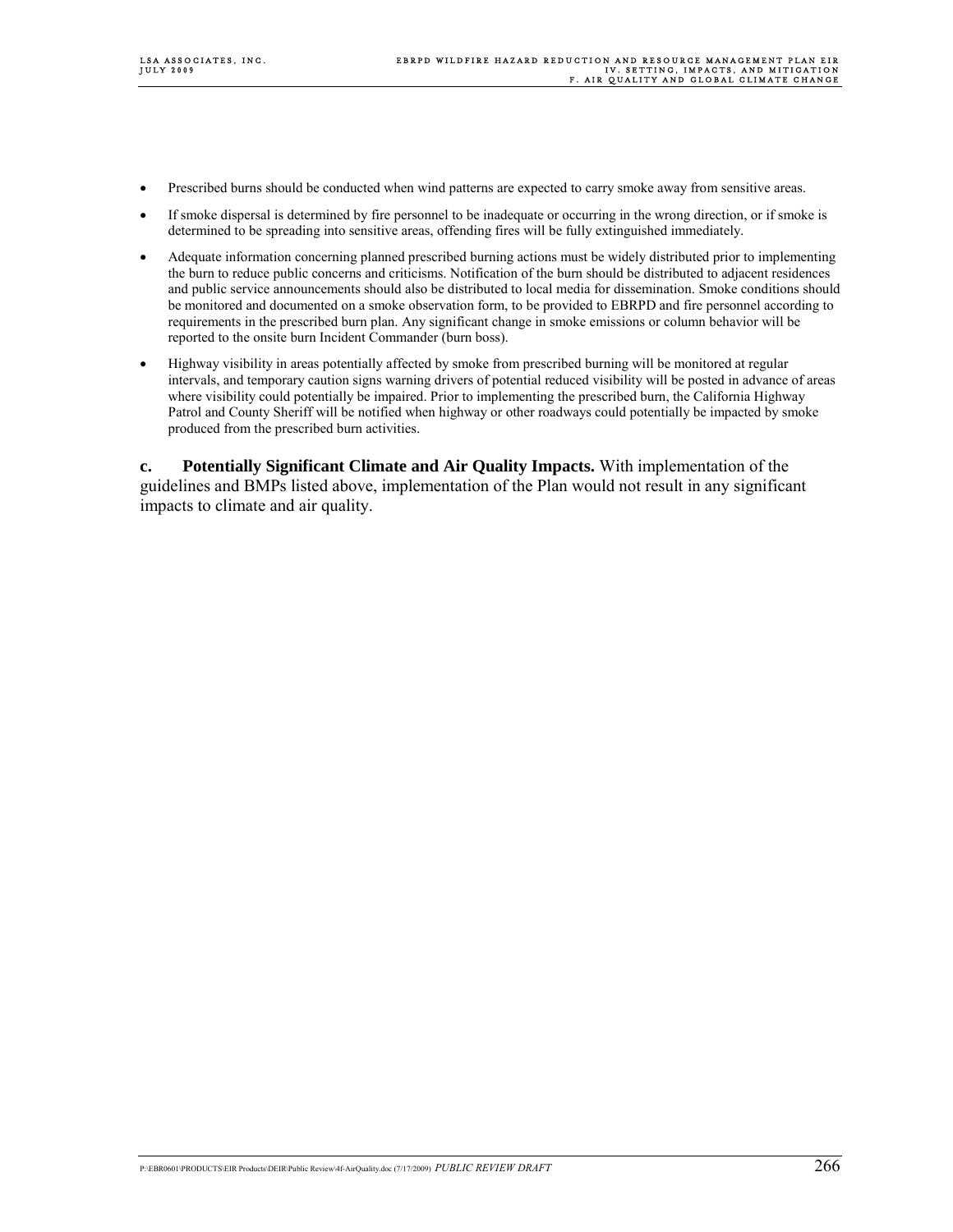- Prescribed burns should be conducted when wind patterns are expected to carry smoke away from sensitive areas.
- If smoke dispersal is determined by fire personnel to be inadequate or occurring in the wrong direction, or if smoke is determined to be spreading into sensitive areas, offending fires will be fully extinguished immediately.
- Adequate information concerning planned prescribed burning actions must be widely distributed prior to implementing the burn to reduce public concerns and criticisms. Notification of the burn should be distributed to adjacent residences and public service announcements should also be distributed to local media for dissemination. Smoke conditions should be monitored and documented on a smoke observation form, to be provided to EBRPD and fire personnel according to requirements in the prescribed burn plan. Any significant change in smoke emissions or column behavior will be reported to the onsite burn Incident Commander (burn boss).
- Highway visibility in areas potentially affected by smoke from prescribed burning will be monitored at regular intervals, and temporary caution signs warning drivers of potential reduced visibility will be posted in advance of areas where visibility could potentially be impaired. Prior to implementing the prescribed burn, the California Highway Patrol and County Sheriff will be notified when highway or other roadways could potentially be impacted by smoke produced from the prescribed burn activities.

**c. Potentially Significant Climate and Air Quality Impacts.** With implementation of the guidelines and BMPs listed above, implementation of the Plan would not result in any significant impacts to climate and air quality.